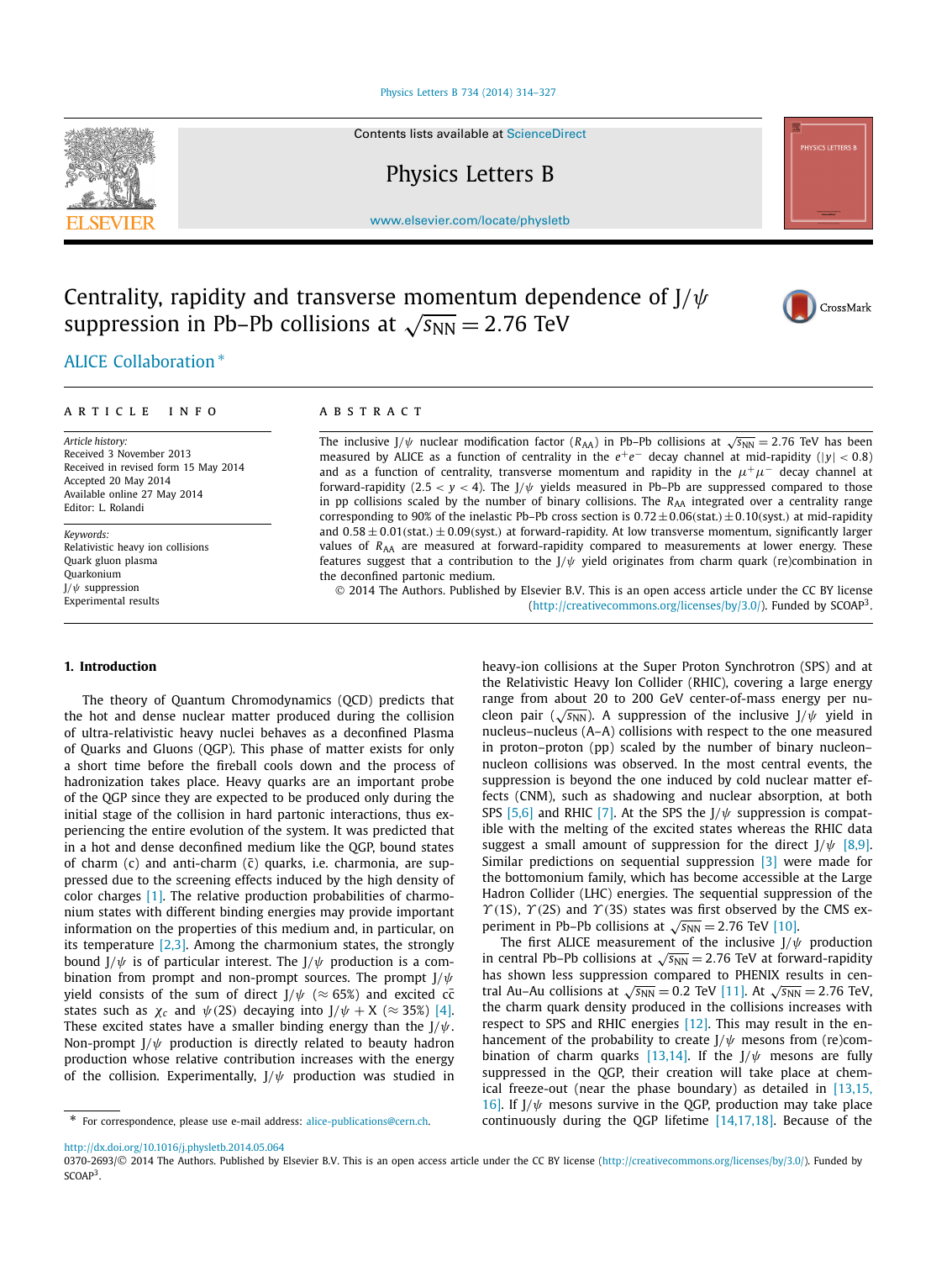# Centrality, rapidity and transverse momentum dependence of J/ψ suppression in Pb–Pb collisions at $\sqrt{s_{NN}} = 2.76$ TeV

ALICE Collaboration *

**ARTICLE INFO**

*Article history:*
Received 3 November 2013
Received in revised form 15 May 2014
Accepted 20 May 2014
Available online 27 May 2014
Editor: L. Rolandi

*Keywords:*
Relativistic heavy ion collisions
Quark gluon plasma
Quarkonium
J/ψ suppression
Experimental results

**ABSTRACT**

The inclusive J/ψ nuclear modification factor ($R_{AA}$) in Pb–Pb collisions at $\sqrt{s_{NN}} = 2.76$ TeV has been measured by ALICE as a function of centrality in the $e^+e^-$ decay channel at mid-rapidity ($|y| < 0.8$) and as a function of centrality, transverse momentum and rapidity in the $\mu^+\mu^-$ decay channel at forward-rapidity ($2.5 < y < 4$). The J/ψ yields measured in Pb–Pb are suppressed compared to those in pp collisions scaled by the number of binary collisions. The $R_{AA}$ integrated over a centrality range corresponding to 90% of the inelastic Pb–Pb cross section is $0.72 \pm 0.06(\text{stat.}) \pm 0.10(\text{syst.})$ at mid-rapidity and $0.58 \pm 0.01(\text{stat.}) \pm 0.09(\text{syst.})$ at forward-rapidity. At low transverse momentum, significantly larger values of $R_{AA}$ are measured at forward-rapidity compared to measurements at lower energy. These features suggest that a contribution to the J/ψ yield originates from charm quark (re)combination in the deconfined partonic medium.

© 2014 The Authors. Published by Elsevier B.V. This is an open access article under the CC BY license (http://creativecommons.org/licenses/by/3.0/). Funded by SCOAP[3].

## 1. Introduction

The theory of Quantum Chromodynamics (QCD) predicts that the hot and dense nuclear matter produced during the collision of ultra-relativistic heavy nuclei behaves as a deconfined Plasma of Quarks and Gluons (QGP). This phase of matter exists for only a short time before the fireball cools down and the process of hadronization takes place. Heavy quarks are an important probe of the QGP since they are expected to be produced only during the initial stage of the collision in hard partonic interactions, thus experiencing the entire evolution of the system. It was predicted that in a hot and dense deconfined medium like the QGP, bound states of charm (c) and anti-charm ($\bar{c}$) quarks, i.e. charmonia, are suppressed due to the screening effects induced by the high density of color charges [1]. The relative production probabilities of charmonium states with different binding energies may provide important information on the properties of this medium and, in particular, on its temperature [2,3]. Among the charmonium states, the strongly bound J/ψ is of particular interest. The J/ψ production is a combination from prompt and non-prompt sources. The prompt J/ψ yield consists of the sum of direct J/ψ (≈ 65%) and excited $c\bar{c}$ states such as $\chi_c$ and ψ(2S) decaying into J/ψ + X (≈ 35%) [4]. These excited states have a smaller binding energy than the J/ψ. Non-prompt J/ψ production is directly related to beauty hadron production whose relative contribution increases with the energy of the collision. Experimentally, J/ψ production was studied in heavy-ion collisions at the Super Proton Synchrotron (SPS) and at the Relativistic Heavy Ion Collider (RHIC), covering a large energy range from about 20 to 200 GeV center-of-mass energy per nucleon pair ($\sqrt{s_{NN}}$). A suppression of the inclusive J/ψ yield in nucleus–nucleus (A–A) collisions with respect to the one measured in proton–proton (pp) scaled by the number of binary nucleon–nucleon collisions was observed. In the most central events, the suppression is beyond the one induced by cold nuclear matter effects (CNM), such as shadowing and nuclear absorption, at both SPS [5,6] and RHIC [7]. At the SPS the J/ψ suppression is compatible with the melting of the excited states whereas the RHIC data suggest a small amount of suppression for the direct J/ψ [8,9]. Similar predictions on sequential suppression [3] were made for the bottomonium family, which has become accessible at the Large Hadron Collider (LHC) energies. The sequential suppression of the ϒ(1S), ϒ(2S) and ϒ(3S) states was first observed by the CMS experiment in Pb–Pb collisions at $\sqrt{s_{NN}} = 2.76$ TeV [10].

The first ALICE measurement of the inclusive J/ψ production in central Pb–Pb collisions at $\sqrt{s_{NN}} = 2.76$ TeV at forward-rapidity has shown less suppression compared to PHENIX results in central Au–Au collisions at $\sqrt{s_{NN}} = 0.2$ TeV [11]. At $\sqrt{s_{NN}} = 2.76$ TeV, the charm quark density produced in the collisions increases with respect to SPS and RHIC energies [12]. This may result in the enhancement of the probability to create J/ψ mesons from (re)combination of charm quarks [13,14]. If the J/ψ mesons are fully suppressed in the QGP, their creation will take place at chemical freeze-out (near the phase boundary) as detailed in [13,15,16]. If J/ψ mesons survive in the QGP, production may take place continuously during the QGP lifetime [14,17,18]. Because of the

* For correspondence, please use e-mail address: alice-publications@cern.ch.

http://dx.doi.org/10.1016/j.physletb.2014.05.064
0370-2693/© 2014 The Authors. Published by Elsevier B.V. This is an open access article under the CC BY license (http://creativecommons.org/licenses/by/3.0/). Funded by SCOAP[3].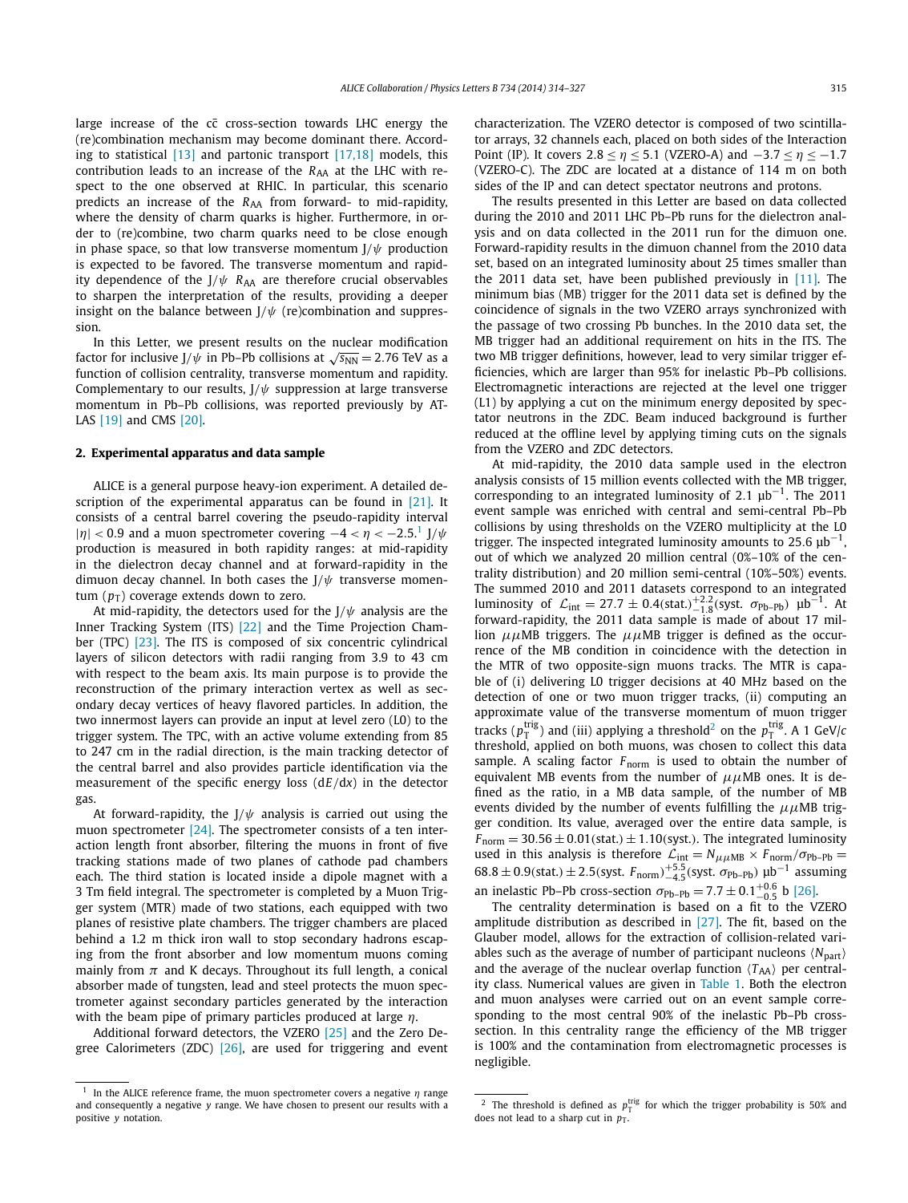large increase of the $c\bar{c}$ cross-section towards LHC energy the (re)combination mechanism may become dominant there. According to statistical [13] and partonic transport [17,18] models, this contribution leads to an increase of the $R_{AA}$ at the LHC with respect to the one observed at RHIC. In particular, this scenario predicts an increase of the $R_{AA}$ from forward- to mid-rapidity, where the density of charm quarks is higher. Furthermore, in order to (re)combine, two charm quarks need to be close enough in phase space, so that low transverse momentum J/$\psi$ production is expected to be favored. The transverse momentum and rapidity dependence of the J/$\psi$ $R_{AA}$ are therefore crucial observables to sharpen the interpretation of the results, providing a deeper insight on the balance between J/$\psi$ (re)combination and suppression.

In this Letter, we present results on the nuclear modification factor for inclusive J/$\psi$ in Pb–Pb collisions at $\sqrt{s_{NN}} = 2.76$ TeV as a function of collision centrality, transverse momentum and rapidity. Complementary to our results, J/$\psi$ suppression at large transverse momentum in Pb–Pb collisions, was reported previously by ATLAS [19] and CMS [20].

## 2. Experimental apparatus and data sample

ALICE is a general purpose heavy-ion experiment. A detailed description of the experimental apparatus can be found in [21]. It consists of a central barrel covering the pseudo-rapidity interval $|\eta| < 0.9$ and a muon spectrometer covering $-4 < \eta < -2.5$.[1] J/$\psi$ production is measured in both rapidity ranges: at mid-rapidity in the dielectron decay channel and at forward-rapidity in the dimuon decay channel. In both cases the J/$\psi$ transverse momentum ($p_T$) coverage extends down to zero.

At mid-rapidity, the detectors used for the J/$\psi$ analysis are the Inner Tracking System (ITS) [22] and the Time Projection Chamber (TPC) [23]. The ITS is composed of six concentric cylindrical layers of silicon detectors with radii ranging from 3.9 to 43 cm with respect to the beam axis. Its main purpose is to provide the reconstruction of the primary interaction vertex as well as secondary decay vertices of heavy flavored particles. In addition, the two innermost layers can provide an input at level zero (L0) to the trigger system. The TPC, with an active volume extending from 85 to 247 cm in the radial direction, is the main tracking detector of the central barrel and also provides particle identification via the measurement of the specific energy loss ($\mathrm{d}E/\mathrm{d}x$) in the detector gas.

At forward-rapidity, the J/$\psi$ analysis is carried out using the muon spectrometer [24]. The spectrometer consists of a ten interaction length front absorber, filtering the muons in front of five tracking stations made of two planes of cathode pad chambers each. The third station is located inside a dipole magnet with a 3 Tm field integral. The spectrometer is completed by a Muon Trigger system (MTR) made of two stations, each equipped with two planes of resistive plate chambers. The trigger chambers are placed behind a 1.2 m thick iron wall to stop secondary hadrons escaping from the front absorber and low momentum muons coming mainly from $\pi$ and K decays. Throughout its full length, a conical absorber made of tungsten, lead and steel protects the muon spectrometer against secondary particles generated by the interaction with the beam pipe of primary particles produced at large $\eta$.

Additional forward detectors, the VZERO [25] and the Zero Degree Calorimeters (ZDC) [26], are used for triggering and event characterization. The VZERO detector is composed of two scintillator arrays, 32 channels each, placed on both sides of the Interaction Point (IP). It covers $2.8 \le \eta \le 5.1$ (VZERO-A) and $-3.7 \le \eta \le -1.7$ (VZERO-C). The ZDC are located at a distance of 114 m on both sides of the IP and can detect spectator neutrons and protons.

The results presented in this Letter are based on data collected during the 2010 and 2011 LHC Pb–Pb runs for the dielectron analysis and on data collected in the 2011 run for the dimuon one. Forward-rapidity results in the dimuon channel from the 2010 data set, based on an integrated luminosity about 25 times smaller than the 2011 data set, have been published previously in [11]. The minimum bias (MB) trigger for the 2011 data set is defined by the coincidence of signals in the two VZERO arrays synchronized with the passage of two crossing Pb bunches. In the 2010 data set, the MB trigger had an additional requirement on hits in the ITS. The two MB trigger definitions, however, lead to very similar trigger efficiencies, which are larger than 95% for inelastic Pb–Pb collisions. Electromagnetic interactions are rejected at the level one trigger (L1) by applying a cut on the minimum energy deposited by spectator neutrons in the ZDC. Beam induced background is further reduced at the offline level by applying timing cuts on the signals from the VZERO and ZDC detectors.

At mid-rapidity, the 2010 data sample used in the electron analysis consists of 15 million events collected with the MB trigger, corresponding to an integrated luminosity of 2.1 $\mu$b$^{-1}$. The 2011 event sample was enriched with central and semi-central Pb–Pb collisions by using thresholds on the VZERO multiplicity at the L0 trigger. The inspected integrated luminosity amounts to 25.6 $\mu$b$^{-1}$, out of which we analyzed 20 million central (0%–10% of the centrality distribution) and 20 million semi-central (10%–50%) events. The summed 2010 and 2011 datasets correspond to an integrated luminosity of $\mathcal{L}_{\mathrm{int}} = 27.7 \pm 0.4(\mathrm{stat.})^{+2.2}_{-1.8}(\mathrm{syst.}\ \sigma_{\mathrm{Pb\text{-}Pb}})$ $\mu$b$^{-1}$. At forward-rapidity, the 2011 data sample is made of about 17 million $\mu\mu$MB triggers. The $\mu\mu$MB trigger is defined as the occurrence of the MB condition in coincidence with the detection in the MTR of two opposite-sign muons tracks. The MTR is capable of (i) delivering L0 trigger decisions at 40 MHz based on the detection of one or two muon trigger tracks, (ii) computing an approximate value of the transverse momentum of muon trigger tracks ($p_T^{\mathrm{trig}}$) and (iii) applying a threshold[2] on the $p_T^{\mathrm{trig}}$. A 1 GeV/$c$ threshold, applied on both muons, was chosen to collect this data sample. A scaling factor $F_{\mathrm{norm}}$ is used to obtain the number of equivalent MB events from the number of $\mu\mu$MB ones. It is defined as the ratio, in a MB data sample, of the number of MB events divided by the number of events fulfilling the $\mu\mu$MB trigger condition. Its value, averaged over the entire data sample, is $F_{\mathrm{norm}} = 30.56 \pm 0.01(\mathrm{stat.}) \pm 1.10(\mathrm{syst.})$. The integrated luminosity used in this analysis is therefore $\mathcal{L}_{\mathrm{int}} = N_{\mu\mu\mathrm{MB}} \times F_{\mathrm{norm}}/\sigma_{\mathrm{Pb\text{-}Pb}} = 68.8 \pm 0.9(\mathrm{stat.}) \pm 2.5(\mathrm{syst.}\ F_{\mathrm{norm}})^{+5.5}_{-4.5}(\mathrm{syst.}\ \sigma_{\mathrm{Pb\text{-}Pb}})$ $\mu$b$^{-1}$ assuming an inelastic Pb–Pb cross-section $\sigma_{\mathrm{Pb\text{-}Pb}} = 7.7 \pm 0.1^{+0.6}_{-0.5}$ b [26].

The centrality determination is based on a fit to the VZERO amplitude distribution as described in [27]. The fit, based on the Glauber model, allows for the extraction of collision-related variables such as the average of number of participant nucleons $\langle N_{\mathrm{part}}\rangle$ and the average of the nuclear overlap function $\langle T_{AA}\rangle$ per centrality class. Numerical values are given in Table 1. Both the electron and muon analyses were carried out on an event sample corresponding to the most central 90% of the inelastic Pb–Pb cross-section. In this centrality range the efficiency of the MB trigger is 100% and the contamination from electromagnetic processes is negligible.

---

[1] In the ALICE reference frame, the muon spectrometer covers a negative $\eta$ range and consequently a negative $y$ range. We have chosen to present our results with a positive $y$ notation.

[2] The threshold is defined as $p_T^{\mathrm{trig}}$ for which the trigger probability is 50% and does not lead to a sharp cut in $p_T$.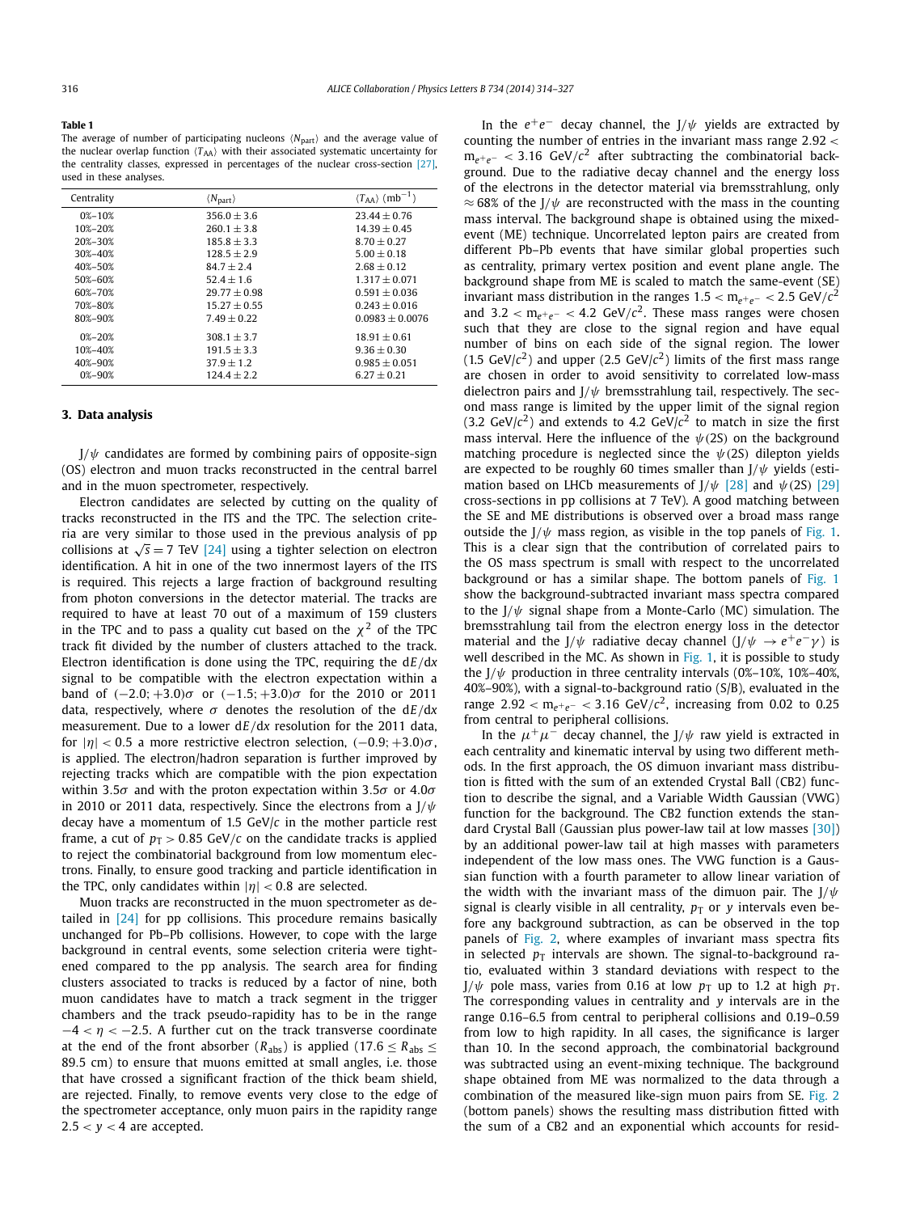**Table 1**

The average of number of participating nucleons $\langle N_{\rm part}\rangle$ and the average value of the nuclear overlap function $\langle T_{\rm AA}\rangle$ with their associated systematic uncertainty for the centrality classes, expressed in percentages of the nuclear cross-section [27], used in these analyses.

| Centrality | $\langle N_{\rm part}\rangle$ | $\langle T_{\rm AA}\rangle$ (mb$^{-1}$) |
|---|---|---|
| 0%–10% | $356.0 \pm 3.6$ | $23.44 \pm 0.76$ |
| 10%–20% | $260.1 \pm 3.8$ | $14.39 \pm 0.45$ |
| 20%–30% | $185.8 \pm 3.3$ | $8.70 \pm 0.27$ |
| 30%–40% | $128.5 \pm 2.9$ | $5.00 \pm 0.18$ |
| 40%–50% | $84.7 \pm 2.4$ | $2.68 \pm 0.12$ |
| 50%–60% | $52.4 \pm 1.6$ | $1.317 \pm 0.071$ |
| 60%–70% | $29.77 \pm 0.98$ | $0.591 \pm 0.036$ |
| 70%–80% | $15.27 \pm 0.55$ | $0.243 \pm 0.016$ |
| 80%–90% | $7.49 \pm 0.22$ | $0.0983 \pm 0.0076$ |
| 0%–20% | $308.1 \pm 3.7$ | $18.91 \pm 0.61$ |
| 10%–40% | $191.5 \pm 3.3$ | $9.36 \pm 0.30$ |
| 40%–90% | $37.9 \pm 1.2$ | $0.985 \pm 0.051$ |
| 0%–90% | $124.4 \pm 2.2$ | $6.27 \pm 0.21$ |

## 3. Data analysis

J/$\psi$ candidates are formed by combining pairs of opposite-sign (OS) electron and muon tracks reconstructed in the central barrel and in the muon spectrometer, respectively.

Electron candidates are selected by cutting on the quality of tracks reconstructed in the ITS and the TPC. The selection criteria are very similar to those used in the previous analysis of pp collisions at $\sqrt{s} = 7$ TeV [24] using a tighter selection on electron identification. A hit in one of the two innermost layers of the ITS is required. This rejects a large fraction of background resulting from photon conversions in the detector material. The tracks are required to have at least 70 out of a maximum of 159 clusters in the TPC and to pass a quality cut based on the $\chi^2$ of the TPC track fit divided by the number of clusters attached to the track. Electron identification is done using the TPC, requiring the d$E$/d$x$ signal to be compatible with the electron expectation within a band of $(-2.0; +3.0)\sigma$ or $(-1.5; +3.0)\sigma$ for the 2010 or 2011 data, respectively, where $\sigma$ denotes the resolution of the d$E$/d$x$ measurement. Due to a lower d$E$/d$x$ resolution for the 2011 data, for $|\eta| < 0.5$ a more restrictive electron selection, $(-0.9; +3.0)\sigma$, is applied. The electron/hadron separation is further improved by rejecting tracks which are compatible with the pion expectation within $3.5\sigma$ and with the proton expectation within $3.5\sigma$ or $4.0\sigma$ in 2010 or 2011 data, respectively. Since the electrons from a J/$\psi$ decay have a momentum of 1.5 GeV/$c$ in the mother particle rest frame, a cut of $p_{\rm T} > 0.85$ GeV/$c$ on the candidate tracks is applied to reject the combinatorial background from low momentum electrons. Finally, to ensure good tracking and particle identification in the TPC, only candidates within $|\eta| < 0.8$ are selected.

Muon tracks are reconstructed in the muon spectrometer as detailed in [24] for pp collisions. This procedure remains basically unchanged for Pb–Pb collisions. However, to cope with the large background in central events, some selection criteria were tightened compared to the pp analysis. The search area for finding clusters associated to tracks is reduced by a factor of nine, both muon candidates have to match a track segment in the trigger chambers and the track pseudo-rapidity has to be in the range $-4 < \eta < -2.5$. A further cut on the track transverse coordinate at the end of the front absorber ($17.6 \le R_{\rm abs} \le 89.5$ cm) is applied to ensure that muons emitted at small angles, i.e. those that have crossed a significant fraction of the thick beam shield, are rejected. Finally, to remove events very close to the edge of the spectrometer acceptance, only muon pairs in the rapidity range $2.5 < y < 4$ are accepted.

In the $e^+e^-$ decay channel, the J/$\psi$ yields are extracted by counting the number of entries in the invariant mass range $2.92 < {\rm m}_{e^+e^-} < 3.16$ GeV/$c^2$ after subtracting the combinatorial background. Due to the radiative decay channel and the energy loss of the electrons in the detector material via bremsstrahlung, only $\approx 68\%$ of the J/$\psi$ are reconstructed with the mass in the counting mass interval. The background shape is obtained using the mixed-event (ME) technique. Uncorrelated lepton pairs are created from different Pb–Pb events that have similar global properties such as centrality, primary vertex position and event plane angle. The background shape from ME is scaled to match the same-event (SE) invariant mass distribution in the ranges $1.5 < {\rm m}_{e^+e^-} < 2.5$ GeV/$c^2$ and $3.2 < {\rm m}_{e^+e^-} < 4.2$ GeV/$c^2$. These mass ranges were chosen such that they are close to the signal region and have equal number of bins on each side of the signal region. The lower (1.5 GeV/$c^2$) and upper (2.5 GeV/$c^2$) limits of the first mass range are chosen in order to avoid sensitivity to correlated low-mass dielectron pairs and J/$\psi$ bremsstrahlung tail, respectively. The second mass range is limited by the upper limit of the signal region (3.2 GeV/$c^2$) and extends to 4.2 GeV/$c^2$ to match in size the first mass interval. Here the influence of the $\psi$(2S) on the background matching procedure is neglected since the $\psi$(2S) dilepton yields are expected to be roughly 60 times smaller than J/$\psi$ yields (estimation based on LHCb measurements of J/$\psi$ [28] and $\psi$(2S) [29] cross-sections in pp collisions at 7 TeV). A good matching between the SE and ME distributions is observed over a broad mass range outside the J/$\psi$ mass region, as visible in the top panels of Fig. 1. This is a clear sign that the contribution of correlated pairs to the OS mass spectrum is small with respect to the uncorrelated background or has a similar shape. The bottom panels of Fig. 1 show the background-subtracted invariant mass spectra compared to the J/$\psi$ signal shape from a Monte-Carlo (MC) simulation. The bremsstrahlung tail from the electron energy loss in the detector material and the J/$\psi$ radiative decay channel (J/$\psi \to e^+e^-\gamma$) is well described in the MC. As shown in Fig. 1, it is possible to study the J/$\psi$ production in three centrality intervals (0%–10%, 10%–40%, 40%–90%), with a signal-to-background ratio (S/B), evaluated in the range $2.92 < {\rm m}_{e^+e^-} < 3.16$ GeV/$c^2$, increasing from 0.02 to 0.25 from central to peripheral collisions.

In the $\mu^+\mu^-$ decay channel, the J/$\psi$ raw yield is extracted in each centrality and kinematic interval by using two different methods. In the first approach, the OS dimuon invariant mass distribution is fitted with the sum of an extended Crystal Ball (CB2) function to describe the signal, and a Variable Width Gaussian (VWG) function for the background. The CB2 function extends the standard Crystal Ball (Gaussian plus power-law tail at low masses [30]) by an additional power-law tail at high masses with parameters independent of the low mass ones. The VWG function is a Gaussian function with a fourth parameter to allow linear variation of the width with the invariant mass of the dimuon pair. The J/$\psi$ signal is clearly visible in all centrality, $p_{\rm T}$ or $y$ intervals even before any background subtraction, as can be observed in the top panels of Fig. 2, where examples of invariant mass spectra fits in selected $p_{\rm T}$ intervals are shown. The signal-to-background ratio, evaluated within 3 standard deviations with respect to the J/$\psi$ pole mass, varies from 0.16 at low $p_{\rm T}$ up to 1.2 at high $p_{\rm T}$. The corresponding values in centrality and $y$ intervals are in the range 0.16–6.5 from central to peripheral collisions and 0.19–0.59 from low to high rapidity. In all cases, the significance is larger than 10. In the second approach, the combinatorial background was subtracted using an event-mixing technique. The background shape obtained from ME was normalized to the data through a combination of the measured like-sign muon pairs from SE. Fig. 2 (bottom panels) shows the resulting mass distribution fitted with the sum of a CB2 and an exponential which accounts for resid-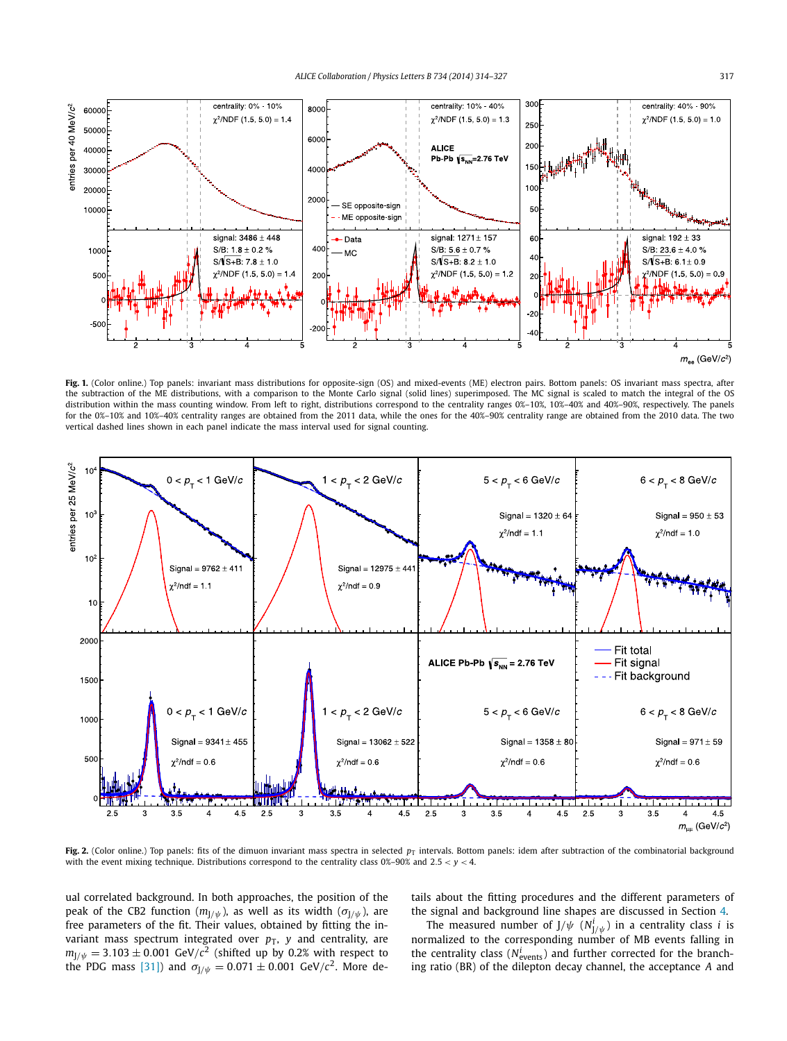Fig. 1. (Color online.) Top panels: invariant mass distributions for opposite-sign (OS) and mixed-events (ME) electron pairs. Bottom panels: OS invariant mass spectra, after the subtraction of the ME distributions, with a comparison to the Monte Carlo signal (solid lines) superimposed. The MC signal is scaled to match the integral of the OS distribution within the mass counting window. From left to right, distributions correspond to the centrality ranges 0%–10%, 10%–40% and 40%–90%, respectively. The panels for the 0%–10% and 10%–40% centrality ranges are obtained from the 2011 data, while the ones for the 40%–90% centrality range are obtained from the 2010 data. The two vertical dashed lines shown in each panel indicate the mass interval used for signal counting.

Fig. 2. (Color online.) Top panels: fits of the dimuon invariant mass spectra in selected $p_{\mathrm{T}}$ intervals. Bottom panels: idem after subtraction of the combinatorial background with the event mixing technique. Distributions correspond to the centrality class 0%–90% and $2.5 < y < 4$.

ual correlated background. In both approaches, the position of the peak of the CB2 function ($m_{\mathrm{J}/\psi}$), as well as its width ($\sigma_{\mathrm{J}/\psi}$), are free parameters of the fit. Their values, obtained by fitting the invariant mass spectrum integrated over $p_{\mathrm{T}}$, $y$ and centrality, are $m_{\mathrm{J}/\psi} = 3.103 \pm 0.001$ GeV/$c^2$ (shifted up by 0.2% with respect to the PDG mass [31]) and $\sigma_{\mathrm{J}/\psi} = 0.071 \pm 0.001$ GeV/$c^2$. More details about the fitting procedures and the different parameters of the signal and background line shapes are discussed in Section 4.

The measured number of J/$\psi$ ($N^i_{\mathrm{J}/\psi}$) in a centrality class $i$ is normalized to the corresponding number of MB events falling in the centrality class ($N^i_{\mathrm{events}}$) and further corrected for the branching ratio (BR) of the dilepton decay channel, the acceptance $A$ and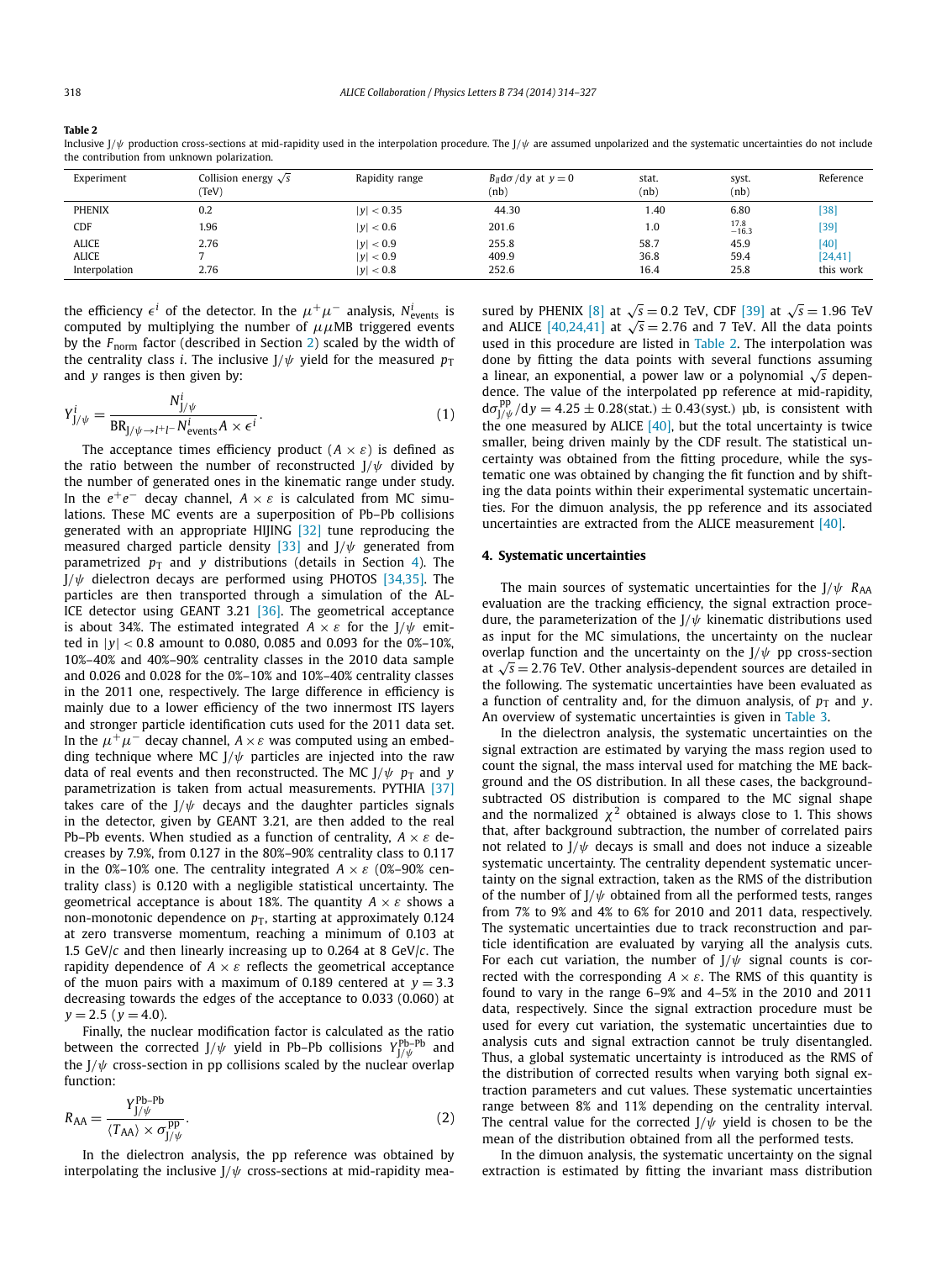**Table 2**
Inclusive J/$\psi$ production cross-sections at mid-rapidity used in the interpolation procedure. The J/$\psi$ are assumed unpolarized and the systematic uncertainties do not include the contribution from unknown polarization.

| Experiment | Collision energy $\sqrt{s}$ (TeV) | Rapidity range | $B_{ll}\mathrm{d}\sigma/\mathrm{d}y$ at $y=0$ (nb) | stat. (nb) | syst. (nb) | Reference |
|---|---|---|---|---|---|---|
| PHENIX | 0.2 | $\lvert y\rvert < 0.35$ | 44.30 | 1.40 | 6.80 | [38] |
| CDF | 1.96 | $\lvert y\rvert < 0.6$ | 201.6 | 1.0 | $^{17.8}_{-16.3}$ | [39] |
| ALICE | 2.76 | $\lvert y\rvert < 0.9$ | 255.8 | 58.7 | 45.9 | [40] |
| ALICE | 7 | $\lvert y\rvert < 0.9$ | 409.9 | 36.8 | 59.4 | [24,41] |
| Interpolation | 2.76 | $\lvert y\rvert < 0.8$ | 252.6 | 16.4 | 25.8 | this work |

the efficiency $\epsilon^i$ of the detector. In the $\mu^+\mu^-$ analysis, $N^i_{\mathrm{events}}$ is computed by multiplying the number of $\mu\mu$MB triggered events by the $F_{\mathrm{norm}}$ factor (described in Section 2) scaled by the width of the centrality class $i$. The inclusive J/$\psi$ yield for the measured $p_{\mathrm{T}}$ and $y$ ranges is then given by:

$$Y^i_{\mathrm{J}/\psi} = \frac{N^i_{\mathrm{J}/\psi}}{\mathrm{BR}_{\mathrm{J}/\psi\to l^+l^-} N^i_{\mathrm{events}} A \times \epsilon^i}. \tag{1}$$

The acceptance times efficiency product ($A \times \varepsilon$) is defined as the ratio between the number of reconstructed J/$\psi$ divided by the number of generated ones in the kinematic range under study. In the $e^+e^-$ decay channel, $A \times \varepsilon$ is calculated from MC simulations. These MC events are a superposition of Pb–Pb collisions generated with an appropriate HIJING [32] tune reproducing the measured charged particle density [33] and J/$\psi$ generated from parametrized $p_{\mathrm{T}}$ and $y$ distributions (details in Section 4). The J/$\psi$ dielectron decays are performed using PHOTOS [34,35]. The particles are then transported through a simulation of the ALICE detector using GEANT 3.21 [36]. The geometrical acceptance is about 34%. The estimated integrated $A \times \varepsilon$ for the J/$\psi$ emitted in $|y| < 0.8$ amount to 0.080, 0.085 and 0.093 for the 0%–10%, 10%–40% and 40%–90% centrality classes in the 2010 data sample and 0.026 and 0.028 for the 0%–10% and 10%–40% centrality classes in the 2011 one, respectively. The large difference in efficiency is mainly due to a lower efficiency of the two innermost ITS layers and stronger particle identification cuts used for the 2011 data set. In the $\mu^+\mu^-$ decay channel, $A \times \varepsilon$ was computed using an embedding technique where MC J/$\psi$ particles are injected into the raw data of real events and then reconstructed. The MC J/$\psi$ $p_{\mathrm{T}}$ and $y$ parametrization is taken from actual measurements. PYTHIA [37] takes care of the J/$\psi$ decays and the daughter particles signals in the detector, given by GEANT 3.21, are then added to the real Pb–Pb events. When studied as a function of centrality, $A \times \varepsilon$ decreases by 7.9%, from 0.127 in the 80%–90% centrality class to 0.117 in the 0%–10% one. The centrality integrated $A \times \varepsilon$ (0%–90% centrality class) is 0.120 with a negligible statistical uncertainty. The geometrical acceptance is about 18%. The quantity $A \times \varepsilon$ shows a non-monotonic dependence on $p_{\mathrm{T}}$, starting at approximately 0.124 at zero transverse momentum, reaching a minimum of 0.103 at 1.5 GeV/$c$ and then linearly increasing up to 0.264 at 8 GeV/$c$. The rapidity dependence of $A \times \varepsilon$ reflects the geometrical acceptance of the muon pairs with a maximum of 0.189 centered at $y = 3.3$ decreasing towards the edges of the acceptance to 0.033 (0.060) at $y = 2.5$ ($y = 4.0$).

Finally, the nuclear modification factor is calculated as the ratio between the corrected J/$\psi$ yield in Pb–Pb collisions $Y^{\mathrm{Pb–Pb}}_{\mathrm{J}/\psi}$ and the J/$\psi$ cross-section in pp collisions scaled by the nuclear overlap function:

$$R_{\mathrm{AA}} = \frac{Y^{\mathrm{Pb–Pb}}_{\mathrm{J}/\psi}}{\langle T_{\mathrm{AA}}\rangle \times \sigma^{\mathrm{pp}}_{\mathrm{J}/\psi}}. \tag{2}$$

In the dielectron analysis, the pp reference was obtained by interpolating the inclusive J/$\psi$ cross-sections at mid-rapidity measured by PHENIX [8] at $\sqrt{s} = 0.2$ TeV, CDF [39] at $\sqrt{s} = 1.96$ TeV and ALICE [40,24,41] at $\sqrt{s} = 2.76$ and 7 TeV. All the data points used in this procedure are listed in Table 2. The interpolation was done by fitting the data points with several functions assuming a linear, an exponential, a power law or a polynomial $\sqrt{s}$ dependence. The value of the interpolated pp reference at mid-rapidity, $\mathrm{d}\sigma^{\mathrm{pp}}_{\mathrm{J}/\psi}/\mathrm{d}y = 4.25 \pm 0.28(\mathrm{stat.}) \pm 0.43(\mathrm{syst.})$ μb, is consistent with the one measured by ALICE [40], but the total uncertainty is twice smaller, being driven mainly by the CDF result. The statistical uncertainty was obtained from the fitting procedure, while the systematic one was obtained by changing the fit function and by shifting the data points within their experimental systematic uncertainties. For the dimuon analysis, the pp reference and its associated uncertainties are extracted from the ALICE measurement [40].

## 4. Systematic uncertainties

The main sources of systematic uncertainties for the J/$\psi$ $R_{\mathrm{AA}}$ evaluation are the tracking efficiency, the signal extraction procedure, the parameterization of the J/$\psi$ kinematic distributions used as input for the MC simulations, the uncertainty on the nuclear overlap function and the uncertainty on the J/$\psi$ pp cross-section at $\sqrt{s} = 2.76$ TeV. Other analysis-dependent sources are detailed in the following. The systematic uncertainties have been evaluated as a function of centrality and, for the dimuon analysis, of $p_{\mathrm{T}}$ and $y$. An overview of systematic uncertainties is given in Table 3.

In the dielectron analysis, the systematic uncertainties on the signal extraction are estimated by varying the mass region used to count the signal, the mass interval used for matching the ME background and the OS distribution. In all these cases, the background-subtracted OS distribution is compared to the MC signal shape and the normalized $\chi^2$ obtained is always close to 1. This shows that, after background subtraction, the number of correlated pairs not related to J/$\psi$ decays is small and does not induce a sizeable systematic uncertainty. The centrality dependent systematic uncertainty on the signal extraction, taken as the RMS of the distribution of the number of J/$\psi$ obtained from all the performed tests, ranges from 7% to 9% and 4% to 6% for 2010 and 2011 data, respectively. The systematic uncertainties due to track reconstruction and particle identification are evaluated by varying all the analysis cuts. For each cut variation, the number of J/$\psi$ signal counts is corrected with the corresponding $A \times \varepsilon$. The RMS of this quantity is found to vary in the range 6–9% and 4–5% in the 2010 and 2011 data, respectively. Since the signal extraction procedure must be used for every cut variation, the systematic uncertainties due to analysis cuts and signal extraction cannot be truly disentangled. Thus, a global systematic uncertainty is introduced as the RMS of the distribution of corrected results when varying both signal extraction parameters and cut values. These systematic uncertainties range between 8% and 11% depending on the centrality interval. The central value for the corrected J/$\psi$ yield is chosen to be the mean of the distribution obtained from all the performed tests.

In the dimuon analysis, the systematic uncertainty on the signal extraction is estimated by fitting the invariant mass distribution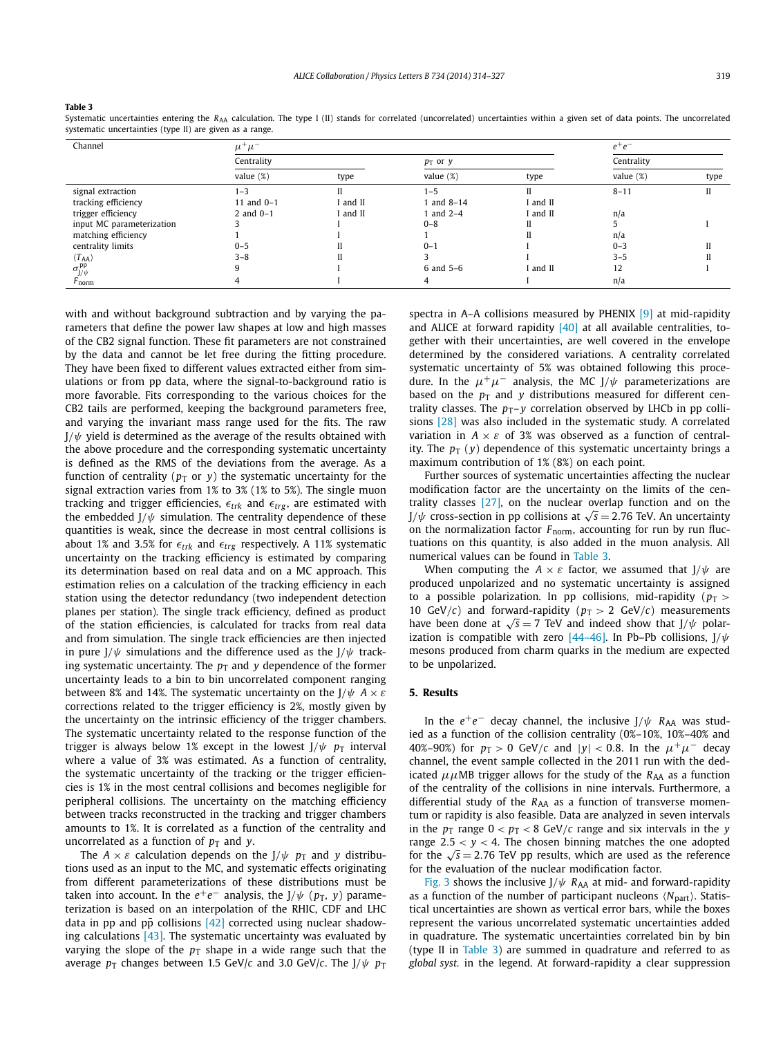**Table 3**
Systematic uncertainties entering the $R_{AA}$ calculation. The type I (II) stands for correlated (uncorrelated) uncertainties within a given set of data points. The uncorrelated systematic uncertainties (type II) are given as a range.

| Channel | $\mu^+\mu^-$ | | | | $e^+e^-$ | |
|---|---|---|---|---|---|---|
| | Centrality | | $p_T$ or $y$ | | Centrality | |
| | value (%) | type | value (%) | type | value (%) | type |
| signal extraction | 1–3 | II | 1–5 | II | 8–11 | II |
| tracking efficiency | 11 and 0–1 | I and II | 1 and 8–14 | I and II | | |
| trigger efficiency | 2 and 0–1 | I and II | 1 and 2–4 | I and II | n/a | |
| input MC parameterization | 3 | I | 0–8 | II | 5 | I |
| matching efficiency | 1 | I | 1 | II | n/a | |
| centrality limits | 0–5 | II | 0–1 | I | 0–3 | II |
| $\langle T_{AA}\rangle$ | 3–8 | II | 3 | I | 3–5 | II |
| $\sigma^{pp}_{J/\psi}$ | 9 | I | 6 and 5–6 | I and II | 12 | I |
| $F_{norm}$ | 4 | I | 4 | I | n/a | |

with and without background subtraction and by varying the parameters that define the power law shapes at low and high masses of the CB2 signal function. These fit parameters are not constrained by the data and cannot be let free during the fitting procedure. They have been fixed to different values extracted either from simulations or from pp data, where the signal-to-background ratio is more favorable. Fits corresponding to the various choices for the CB2 tails are performed, keeping the background parameters free, and varying the invariant mass range used for the fits. The raw J/$\psi$ yield is determined as the average of the results obtained with the above procedure and the corresponding systematic uncertainty is defined as the RMS of the deviations from the average. As a function of centrality ($p_T$ or $y$) the systematic uncertainty for the signal extraction varies from 1% to 3% (1% to 5%). The single muon tracking and trigger efficiencies, $\epsilon_{trk}$ and $\epsilon_{trg}$, are estimated with the embedded J/$\psi$ simulation. The centrality dependence of these quantities is weak, since the decrease in most central collisions is about 1% and 3.5% for $\epsilon_{trk}$ and $\epsilon_{trg}$ respectively. A 11% systematic uncertainty on the tracking efficiency is estimated by comparing its determination based on real data and on a MC approach. This estimation relies on a calculation of the tracking efficiency in each station using the detector redundancy (two independent detection planes per station). The single track efficiency, defined as product of the station efficiencies, is calculated for tracks from real data and from simulation. The single track efficiencies are then injected in pure J/$\psi$ simulations and the difference used as the J/$\psi$ tracking systematic uncertainty. The $p_T$ and $y$ dependence of the former uncertainty leads to a bin to bin uncorrelated component ranging between 8% and 14%. The systematic uncertainty on the J/$\psi$ $A \times \varepsilon$ corrections related to the trigger efficiency is 2%, mostly given by the uncertainty on the intrinsic efficiency of the trigger chambers. The systematic uncertainty related to the response function of the trigger is always below 1% except in the lowest J/$\psi$ $p_T$ interval where a value of 3% was estimated. As a function of centrality, the systematic uncertainty of the tracking or the trigger efficiencies is 1% in the most central collisions and becomes negligible for peripheral collisions. The uncertainty on the matching efficiency between tracks reconstructed in the tracking and trigger chambers amounts to 1%. It is correlated as a function of the centrality and uncorrelated as a function of $p_T$ and $y$.

The $A \times \varepsilon$ calculation depends on the J/$\psi$ $p_T$ and $y$ distributions used as an input to the MC, and systematic effects originating from different parameterizations of these distributions must be taken into account. In the $e^+e^-$ analysis, the J/$\psi$ ($p_T$, $y$) parameterization is based on an interpolation of the RHIC, CDF and LHC data in pp and p$\bar{\text{p}}$ collisions [42] corrected using nuclear shadowing calculations [43]. The systematic uncertainty was evaluated by varying the slope of the $p_T$ shape in a wide range such that the average $p_T$ changes between 1.5 GeV/$c$ and 3.0 GeV/$c$. The J/$\psi$ $p_T$ spectra in A–A collisions measured by PHENIX [9] at mid-rapidity and ALICE at forward rapidity [40] at all available centralities, together with their uncertainties, are well covered in the envelope determined by the considered variations. A centrality correlated systematic uncertainty of 5% was obtained following this procedure. In the $\mu^+\mu^-$ analysis, the MC J/$\psi$ parameterizations are based on the $p_T$ and $y$ distributions measured for different centrality classes. The $p_T$–$y$ correlation observed by LHCb in pp collisions [28] was also included in the systematic study. A correlated variation in $A \times \varepsilon$ of 3% was observed as a function of centrality. The $p_T$ ($y$) dependence of this systematic uncertainty brings a maximum contribution of 1% (8%) on each point.

Further sources of systematic uncertainties affecting the nuclear modification factor are the uncertainty on the limits of the centrality classes [27], on the nuclear overlap function and on the J/$\psi$ cross-section in pp collisions at $\sqrt{s} = 2.76$ TeV. An uncertainty on the normalization factor $F_{norm}$, accounting for run by run fluctuations on this quantity, is also added in the muon analysis. All numerical values can be found in Table 3.

When computing the $A \times \varepsilon$ factor, we assumed that J/$\psi$ are produced unpolarized and no systematic uncertainty is assigned to a possible polarization. In pp collisions, mid-rapidity ($p_T >$ 10 GeV/$c$) and forward-rapidity ($p_T > 2$ GeV/$c$) measurements have been done at $\sqrt{s} = 7$ TeV and indeed show that J/$\psi$ polarization is compatible with zero [44–46]. In Pb–Pb collisions, J/$\psi$ mesons produced from charm quarks in the medium are expected to be unpolarized.

## 5. Results

In the $e^+e^-$ decay channel, the inclusive J/$\psi$ $R_{AA}$ was studied as a function of the collision centrality (0%–10%, 10%–40% and 40%–90%) for $p_T > 0$ GeV/$c$ and $|y| < 0.8$. In the $\mu^+\mu^-$ decay channel, the event sample collected in the 2011 run with the dedicated $\mu\mu$MB trigger allows for the study of the $R_{AA}$ as a function of the centrality of the collisions in nine intervals. Furthermore, a differential study of the $R_{AA}$ as a function of transverse momentum or rapidity is also feasible. Data are analyzed in seven intervals in the $p_T$ range $0 < p_T < 8$ GeV/$c$ range and six intervals in the $y$ range $2.5 < y < 4$. The chosen binning matches the one adopted for the $\sqrt{s} = 2.76$ TeV pp results, which are used as the reference for the evaluation of the nuclear modification factor.

Fig. 3 shows the inclusive J/$\psi$ $R_{AA}$ at mid- and forward-rapidity as a function of the number of participant nucleons $\langle N_{part}\rangle$. Statistical uncertainties are shown as vertical error bars, while the boxes represent the various uncorrelated systematic uncertainties added in quadrature. The systematic uncertainties correlated bin by bin (type II in Table 3) are summed in quadrature and referred to as *global syst.* in the legend. At forward-rapidity a clear suppression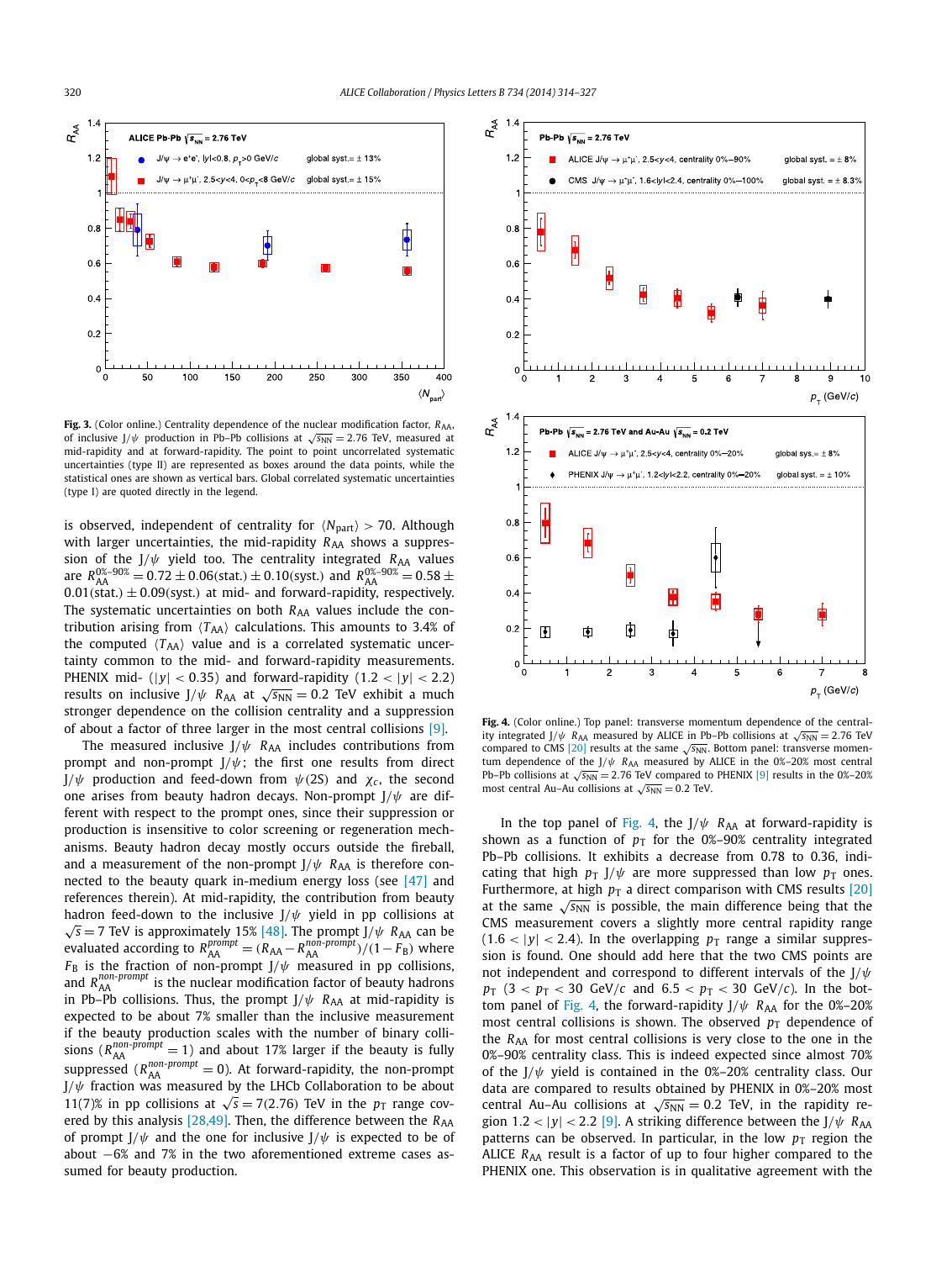**Fig. 3.** (Color online.) Centrality dependence of the nuclear modification factor, $R_{AA}$, of inclusive J/$\psi$ production in Pb–Pb collisions at $\sqrt{s_{NN}} = 2.76$ TeV, measured at mid-rapidity and at forward-rapidity. The point to point uncorrelated systematic uncertainties (type II) are represented as boxes around the data points, while the statistical ones are shown as vertical bars. Global correlated systematic uncertainties (type I) are quoted directly in the legend.

is observed, independent of centrality for $\langle N_{part}\rangle > 70$. Although with larger uncertainties, the mid-rapidity $R_{AA}$ shows a suppression of the J/$\psi$ yield too. The centrality integrated $R_{AA}$ values are $R_{AA}^{0\%-90\%} = 0.72 \pm 0.06(\text{stat.}) \pm 0.10(\text{syst.})$ and $R_{AA}^{0\%-90\%} = 0.58 \pm 0.01(\text{stat.}) \pm 0.09(\text{syst.})$ at mid- and forward-rapidity, respectively. The systematic uncertainties on both $R_{AA}$ values include the contribution arising from $\langle T_{AA}\rangle$ calculations. This amounts to 3.4% of the computed $\langle T_{AA}\rangle$ value and is a correlated systematic uncertainty common to the mid- and forward-rapidity measurements. PHENIX mid- ($|y| < 0.35$) and forward-rapidity ($1.2 < |y| < 2.2$) results on inclusive J/$\psi$ $R_{AA}$ at $\sqrt{s_{NN}} = 0.2$ TeV exhibit a much stronger dependence on the collision centrality and a suppression of about a factor of three larger in the most central collisions [9].

The measured inclusive J/$\psi$ $R_{AA}$ includes contributions from prompt and non-prompt J/$\psi$; the first one results from direct J/$\psi$ production and feed-down from $\psi(2S)$ and $\chi_c$, the second one arises from beauty hadron decays. Non-prompt J/$\psi$ are different with respect to the prompt ones, since their suppression or production is insensitive to color screening or regeneration mechanisms. Beauty hadron decay mostly occurs outside the fireball, and a measurement of the non-prompt J/$\psi$ $R_{AA}$ is therefore connected to the beauty quark in-medium energy loss (see [47] and references therein). At mid-rapidity, the contribution from beauty hadron feed-down to the inclusive J/$\psi$ yield in pp collisions at $\sqrt{s} = 7$ TeV is approximately 15% [48]. The prompt J/$\psi$ $R_{AA}$ can be evaluated according to $R_{AA}^{prompt} = (R_{AA} - R_{AA}^{non\text{-}prompt})/(1 - F_B)$ where $F_B$ is the fraction of non-prompt J/$\psi$ measured in pp collisions, and $R_{AA}^{non\text{-}prompt}$ is the nuclear modification factor of beauty hadrons in Pb–Pb collisions. Thus, the prompt J/$\psi$ $R_{AA}$ at mid-rapidity is expected to be about 7% smaller than the inclusive measurement if the beauty production scales with the number of binary collisions ($R_{AA}^{non\text{-}prompt} = 1$) and about 17% larger if the beauty is fully suppressed ($R_{AA}^{non\text{-}prompt} = 0$). At forward-rapidity, the non-prompt J/$\psi$ fraction was measured by the LHCb Collaboration to be about 11(7)% in pp collisions at $\sqrt{s} = 7(2.76)$ TeV in the $p_T$ range covered by this analysis [28,49]. Then, the difference between the $R_{AA}$ of prompt J/$\psi$ and the one for inclusive J/$\psi$ is expected to be of about $-6$% and 7% in the two aforementioned extreme cases assumed for beauty production.

**Fig. 4.** (Color online.) Top panel: transverse momentum dependence of the centrality integrated J/$\psi$ $R_{AA}$ measured by ALICE in Pb–Pb collisions at $\sqrt{s_{NN}} = 2.76$ TeV compared to CMS [20] results at the same $\sqrt{s_{NN}}$. Bottom panel: transverse momentum dependence of the J/$\psi$ $R_{AA}$ measured by ALICE in the 0%–20% most central Pb–Pb collisions at $\sqrt{s_{NN}} = 2.76$ TeV compared to PHENIX [9] results in the 0%–20% most central Au–Au collisions at $\sqrt{s_{NN}} = 0.2$ TeV.

In the top panel of Fig. 4, the J/$\psi$ $R_{AA}$ at forward-rapidity is shown as a function of $p_T$ for the 0%–90% centrality integrated Pb–Pb collisions. It exhibits a decrease from 0.78 to 0.36, indicating that high $p_T$ J/$\psi$ are more suppressed than low $p_T$ ones. Furthermore, at high $p_T$ a direct comparison with CMS results [20] at the same $\sqrt{s_{NN}}$ is possible, the main difference being that the CMS measurement covers a slightly more central rapidity range ($1.6 < |y| < 2.4$). In the overlapping $p_T$ range a similar suppression is found. One should add here that the two CMS points are not independent and correspond to different intervals of the J/$\psi$ $p_T$ ($3 < p_T < 30$ GeV/$c$ and $6.5 < p_T < 30$ GeV/$c$). In the bottom panel of Fig. 4, the forward-rapidity J/$\psi$ $R_{AA}$ for the 0%–20% most central collisions is shown. The observed $p_T$ dependence of the $R_{AA}$ for most central collisions is very close to the one in the 0%–90% centrality class. This is indeed expected since almost 70% of the J/$\psi$ yield is contained in the 0%–20% centrality class. Our data are compared to results obtained by PHENIX in 0%–20% most central Au–Au collisions at $\sqrt{s_{NN}} = 0.2$ TeV, in the rapidity region $1.2 < |y| < 2.2$ [9]. A striking difference between the J/$\psi$ $R_{AA}$ patterns can be observed. In particular, in the low $p_T$ region the ALICE $R_{AA}$ result is a factor of up to four higher compared to the PHENIX one. This observation is in qualitative agreement with the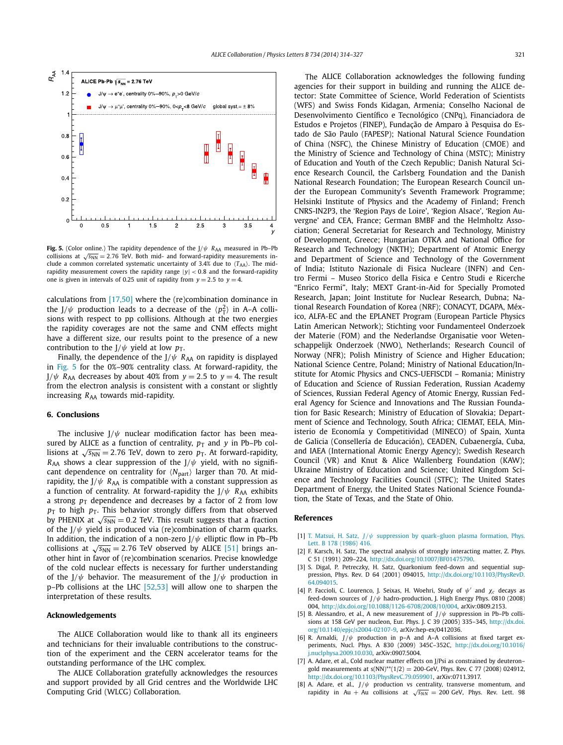$R_{AA}$

1.4

1.2

1

0.8

0.6

0.4

0.2

0

ALICE Pb-Pb $\sqrt{s_{NN}}$ = 2.76 TeV

J/ψ → e⁺e⁻, centrality 0%–90%, $p_T$>0 GeV/c

J/ψ → μ⁺μ⁻, centrality 0%–90%, 0<$p_T$<8 GeV/c   global syst.= ± 8%

0   0.5   1   1.5   2   2.5   3   3.5   4

y

**Fig. 5.** (Color online.) The rapidity dependence of the J/ψ $R_{AA}$ measured in Pb–Pb collisions at $\sqrt{s_{NN}} = 2.76$ TeV. Both mid- and forward-rapidity measurements include a common correlated systematic uncertainty of 3.4% due to $\langle T_{AA}\rangle$. The mid-rapidity measurement covers the rapidity range $|y| < 0.8$ and the forward-rapidity one is given in intervals of 0.25 unit of rapidity from $y = 2.5$ to $y = 4$.

calculations from [17,50] where the (re)combination dominance in the J/ψ production leads to a decrease of the $\langle p_T^2\rangle$ in A–A collisions with respect to pp collisions. Although at the two energies the rapidity coverages are not the same and CNM effects might have a different size, our results point to the presence of a new contribution to the J/ψ yield at low $p_T$.

Finally, the dependence of the J/ψ $R_{AA}$ on rapidity is displayed in Fig. 5 for the 0%–90% centrality class. At forward-rapidity, the J/ψ $R_{AA}$ decreases by about 40% from $y = 2.5$ to $y = 4$. The result from the electron analysis is consistent with a constant or slightly increasing $R_{AA}$ towards mid-rapidity.

## 6. Conclusions

The inclusive J/ψ nuclear modification factor has been measured by ALICE as a function of centrality, $p_T$ and $y$ in Pb–Pb collisions at $\sqrt{s_{NN}} = 2.76$ TeV, down to zero $p_T$. At forward-rapidity, $R_{AA}$ shows a clear suppression of the J/ψ yield, with no significant dependence on centrality for $\langle N_{part}\rangle$ larger than 70. At mid-rapidity, the J/ψ $R_{AA}$ is compatible with a constant suppression as a function of centrality. At forward-rapidity the J/ψ $R_{AA}$ exhibits a strong $p_T$ dependence and decreases by a factor of 2 from low $p_T$ to high $p_T$. This behavior strongly differs from that observed by PHENIX at $\sqrt{s_{NN}} = 0.2$ TeV. This result suggests that a fraction of the J/ψ yield is produced via (re)combination of charm quarks. In addition, the indication of a non-zero J/ψ elliptic flow in Pb–Pb collisions at $\sqrt{s_{NN}} = 2.76$ TeV observed by ALICE [51] brings another hint in favor of (re)combination scenarios. Precise knowledge of the cold nuclear effects is necessary for further understanding of the J/ψ behavior. The measurement of the J/ψ production in p–Pb collisions at the LHC [52,53] will allow one to sharpen the interpretation of these results.

## Acknowledgements

The ALICE Collaboration would like to thank all its engineers and technicians for their invaluable contributions to the construction of the experiment and the CERN accelerator teams for the outstanding performance of the LHC complex.

The ALICE Collaboration gratefully acknowledges the resources and support provided by all Grid centres and the Worldwide LHC Computing Grid (WLCG) Collaboration.

The ALICE Collaboration acknowledges the following funding agencies for their support in building and running the ALICE detector: State Committee of Science, World Federation of Scientists (WFS) and Swiss Fonds Kidagan, Armenia; Conselho Nacional de Desenvolvimento Científico e Tecnológico (CNPq), Financiadora de Estudos e Projetos (FINEP), Fundação de Amparo à Pesquisa do Estado de São Paulo (FAPESP); National Natural Science Foundation of China (NSFC), the Chinese Ministry of Education (CMOE) and the Ministry of Science and Technology of China (MSTC); Ministry of Education and Youth of the Czech Republic; Danish Natural Science Research Council, the Carlsberg Foundation and the Danish National Research Foundation; The European Research Council under the European Community's Seventh Framework Programme; Helsinki Institute of Physics and the Academy of Finland; French CNRS-IN2P3, the 'Region Pays de Loire', 'Region Alsace', 'Region Auvergne' and CEA, France; German BMBF and the Helmholtz Association; General Secretariat for Research and Technology, Ministry of Development, Greece; Hungarian OTKA and National Office for Research and Technology (NKTH); Department of Atomic Energy and Department of Science and Technology of the Government of India; Istituto Nazionale di Fisica Nucleare (INFN) and Centro Fermi – Museo Storico della Fisica e Centro Studi e Ricerche "Enrico Fermi", Italy; MEXT Grant-in-Aid for Specially Promoted Research, Japan; Joint Institute for Nuclear Research, Dubna; National Research Foundation of Korea (NRF); CONACYT, DGAPA, México, ALFA-EC and the EPLANET Program (European Particle Physics Latin American Network); Stichting voor Fundamenteel Onderzoek der Materie (FOM) and the Nederlandse Organisatie voor Wetenschappelijk Onderzoek (NWO), Netherlands; Research Council of Norway (NFR); Polish Ministry of Science and Higher Education; National Science Centre, Poland; Ministry of National Education/Institute for Atomic Physics and CNCS-UEFISCDI – Romania; Ministry of Education and Science of Russian Federation, Russian Academy of Sciences, Russian Federal Agency of Atomic Energy, Russian Federal Agency for Science and Innovations and The Russian Foundation for Basic Research; Ministry of Education of Slovakia; Department of Science and Technology, South Africa; CIEMAT, EELA, Ministerio de Economía y Competitividad (MINECO) of Spain, Xunta de Galicia (Consellería de Educación), CEADEN, Cubaenergía, Cuba, and IAEA (International Atomic Energy Agency); Swedish Research Council (VR) and Knut & Alice Wallenberg Foundation (KAW); Ukraine Ministry of Education and Science; United Kingdom Science and Technology Facilities Council (STFC); The United States Department of Energy, the United States National Science Foundation, the State of Texas, and the State of Ohio.

## References

[1] T. Matsui, H. Satz, J/ψ suppression by quark–gluon plasma formation, Phys. Lett. B 178 (1986) 416.

[2] F. Karsch, H. Satz, The spectral analysis of strongly interacting matter, Z. Phys. C 51 (1991) 209–224, http://dx.doi.org/10.1007/BF01475790.

[3] S. Digal, P. Petreczky, H. Satz, Quarkonium feed-down and sequential suppression, Phys. Rev. D 64 (2001) 094015, http://dx.doi.org/10.1103/PhysRevD.64.094015.

[4] P. Faccioli, C. Lourenco, J. Seixas, H. Woehri, Study of ψ′ and $\chi_c$ decays as feed-down sources of J/ψ hadro-production, J. High Energy Phys. 0810 (2008) 004, http://dx.doi.org/10.1088/1126-6708/2008/10/004, arXiv:0809.2153.

[5] B. Alessandro, et al., A new measurement of J/ψ suppression in Pb–Pb collisions at 158 GeV per nucleon, Eur. Phys. J. C 39 (2005) 335–345, http://dx.doi.org/10.1140/epjc/s2004-02107-9, arXiv:hep-ex/0412036.

[6] R. Arnaldi, J/ψ production in p–A and A–A collisions at fixed target experiments, Nucl. Phys. A 830 (2009) 345C–352C, http://dx.doi.org/10.1016/j.nuclphysa.2009.10.030, arXiv:0907.5004.

[7] A. Adare, et al., Cold nuclear matter effects on J/Psi as constrained by deuteron–gold measurements at s(NN)**(1/2) = 200-GeV, Phys. Rev. C 77 (2008) 024912, http://dx.doi.org/10.1103/PhysRevC.79.059901, arXiv:0711.3917.

[8] A. Adare, et al., J/ψ production vs centrality, transverse momentum, and rapidity in Au + Au collisions at $\sqrt{s_{NN}} = 200$ GeV, Phys. Rev. Lett. 98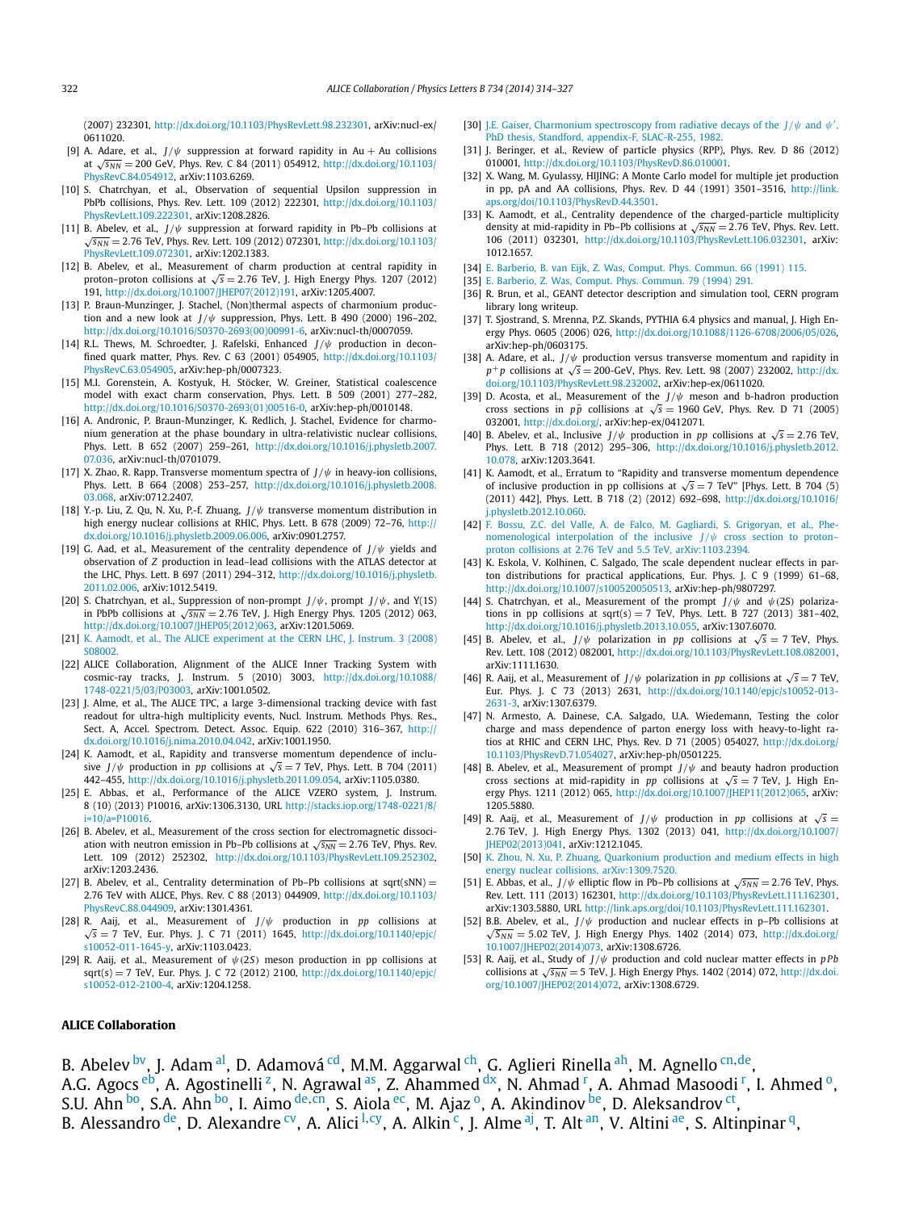(2007) 232301, http://dx.doi.org/10.1103/PhysRevLett.98.232301, arXiv:nucl-ex/0611020.

[9] A. Adare, et al., $J/\psi$ suppression at forward rapidity in Au + Au collisions at $\sqrt{s_{NN}} = 200$ GeV, Phys. Rev. C 84 (2011) 054912, http://dx.doi.org/10.1103/PhysRevC.84.054912, arXiv:1103.6269.

[10] S. Chatrchyan, et al., Observation of sequential Upsilon suppression in PbPb collisions, Phys. Rev. Lett. 109 (2012) 222301, http://dx.doi.org/10.1103/PhysRevLett.109.222301, arXiv:1208.2826.

[11] B. Abelev, et al., $J/\psi$ suppression at forward rapidity in Pb–Pb collisions at $\sqrt{s_{NN}} = 2.76$ TeV, Phys. Rev. Lett. 109 (2012) 072301, http://dx.doi.org/10.1103/PhysRevLett.109.072301, arXiv:1202.1383.

[12] B. Abelev, et al., Measurement of charm production at central rapidity in proton–proton collisions at $\sqrt{s} = 2.76$ TeV, J. High Energy Phys. 1207 (2012) 191, http://dx.doi.org/10.1007/JHEP07(2012)191, arXiv:1205.4007.

[13] P. Braun-Munzinger, J. Stachel, (Non)thermal aspects of charmonium production and a new look at $J/\psi$ suppression, Phys. Lett. B 490 (2000) 196–202, http://dx.doi.org/10.1016/S0370-2693(00)00991-6, arXiv:nucl-th/0007059.

[14] R.L. Thews, M. Schroedter, J. Rafelski, Enhanced $J/\psi$ production in deconfined quark matter, Phys. Rev. C 63 (2001) 054905, http://dx.doi.org/10.1103/PhysRevC.63.054905, arXiv:hep-ph/0007323.

[15] M.I. Gorenstein, A. Kostyuk, H. Stöcker, W. Greiner, Statistical coalescence model with exact charm conservation, Phys. Lett. B 509 (2001) 277–282, http://dx.doi.org/10.1016/S0370-2693(01)00516-0, arXiv:hep-ph/0010148.

[16] A. Andronic, P. Braun-Munzinger, K. Redlich, J. Stachel, Evidence for charmonium generation at the phase boundary in ultra-relativistic nuclear collisions, Phys. Lett. B 652 (2007) 259–261, http://dx.doi.org/10.1016/j.physletb.2007.07.036, arXiv:nucl-th/0701079.

[17] X. Zhao, R. Rapp, Transverse momentum spectra of $J/\psi$ in heavy-ion collisions, Phys. Lett. B 664 (2008) 253–257, http://dx.doi.org/10.1016/j.physletb.2008.03.068, arXiv:0712.2407.

[18] Y.-p. Liu, Z. Qu, N. Xu, P.-f. Zhuang, $J/\psi$ transverse momentum distribution in high energy nuclear collisions at RHIC, Phys. Lett. B 678 (2009) 72–76, http://dx.doi.org/10.1016/j.physletb.2009.06.006, arXiv:0901.2757.

[19] G. Aad, et al., Measurement of the centrality dependence of $J/\psi$ yields and observation of $Z$ production in lead–lead collisions with the ATLAS detector at the LHC, Phys. Lett. B 697 (2011) 294–312, http://dx.doi.org/10.1016/j.physletb.2011.02.006, arXiv:1012.5419.

[20] S. Chatrchyan, et al., Suppression of non-prompt $J/\psi$, prompt $J/\psi$, and Y(1S) in PbPb collisions at $\sqrt{s_{NN}} = 2.76$ TeV, J. High Energy Phys. 1205 (2012) 063, http://dx.doi.org/10.1007/JHEP05(2012)063, arXiv:1201.5069.

[21] K. Aamodt, et al., The ALICE experiment at the CERN LHC, J. Instrum. 3 (2008) S08002.

[22] ALICE Collaboration, Alignment of the ALICE Inner Tracking System with cosmic-ray tracks, J. Instrum. 5 (2010) 3003, http://dx.doi.org/10.1088/1748-0221/5/03/P03003, arXiv:1001.0502.

[23] J. Alme, et al., The ALICE TPC, a large 3-dimensional tracking device with fast readout for ultra-high multiplicity events, Nucl. Instrum. Methods Phys. Res., Sect. A, Accel. Spectrom. Detect. Assoc. Equip. 622 (2010) 316–367, http://dx.doi.org/10.1016/j.nima.2010.04.042, arXiv:1001.1950.

[24] K. Aamodt, et al., Rapidity and transverse momentum dependence of inclusive $J/\psi$ production in $pp$ collisions at $\sqrt{s} = 7$ TeV, Phys. Lett. B 704 (2011) 442–455, http://dx.doi.org/10.1016/j.physletb.2011.09.054, arXiv:1105.0380.

[25] E. Abbas, et al., Performance of the ALICE VZERO system, J. Instrum. 8 (10) (2013) P10016, arXiv:1306.3130, URL http://stacks.iop.org/1748-0221/8/i=10/a=P10016.

[26] B. Abelev, et al., Measurement of the cross section for electromagnetic dissociation with neutron emission in Pb–Pb collisions at $\sqrt{s_{NN}} = 2.76$ TeV, Phys. Rev. Lett. 109 (2012) 252302, http://dx.doi.org/10.1103/PhysRevLett.109.252302, arXiv:1203.2436.

[27] B. Abelev, et al., Centrality determination of Pb–Pb collisions at sqrt(sNN) = 2.76 TeV with ALICE, Phys. Rev. C 88 (2013) 044909, http://dx.doi.org/10.1103/PhysRevC.88.044909, arXiv:1301.4361.

[28] R. Aaij, et al., Measurement of $J/\psi$ production in $pp$ collisions at $\sqrt{s} = 7$ TeV, Eur. Phys. J. C 71 (2011) 1645, http://dx.doi.org/10.1140/epjc/s10052-011-1645-y, arXiv:1103.0423.

[29] R. Aaij, et al., Measurement of $\psi(2S)$ meson production in pp collisions at sqrt(s) = 7 TeV, Eur. Phys. J. C 72 (2012) 2100, http://dx.doi.org/10.1140/epjc/s10052-012-2100-4, arXiv:1204.1258.

[30] J.E. Gaiser, Charmonium spectroscopy from radiative decays of the $J/\psi$ and $\psi'$, PhD thesis, Standford, appendix-F, SLAC-R-255, 1982.

[31] J. Beringer, et al., Review of particle physics (RPP), Phys. Rev. D 86 (2012) 010001, http://dx.doi.org/10.1103/PhysRevD.86.010001.

[32] X. Wang, M. Gyulassy, HIJING: A Monte Carlo model for multiple jet production in pp, pA and AA collisions, Phys. Rev. D 44 (1991) 3501–3516, http://link.aps.org/doi/10.1103/PhysRevD.44.3501.

[33] K. Aamodt, et al., Centrality dependence of the charged-particle multiplicity density at mid-rapidity in Pb–Pb collisions at $\sqrt{s_{NN}} = 2.76$ TeV, Phys. Rev. Lett. 106 (2011) 032301, http://dx.doi.org/10.1103/PhysRevLett.106.032301, arXiv:1012.1657.

[34] E. Barberio, B. van Eijk, Z. Was, Comput. Phys. Commun. 66 (1991) 115.

[35] E. Barberio, Z. Was, Comput. Phys. Commun. 79 (1994) 291.

[36] R. Brun, et al., GEANT detector description and simulation tool, CERN program library long writeup.

[37] T. Sjostrand, S. Mrenna, P.Z. Skands, PYTHIA 6.4 physics and manual, J. High Energy Phys. 0605 (2006) 026, http://dx.doi.org/10.1088/1126-6708/2006/05/026, arXiv:hep-ph/0603175.

[38] A. Adare, et al., $J/\psi$ production versus transverse momentum and rapidity in $p^+p$ collisions at $\sqrt{s} = 200$-GeV, Phys. Rev. Lett. 98 (2007) 232002, http://dx.doi.org/10.1103/PhysRevLett.98.232002, arXiv:hep-ex/0611020.

[39] D. Acosta, et al., Measurement of the $J/\psi$ meson and b-hadron production cross sections in $p\bar{p}$ collisions at $\sqrt{s} = 1960$ GeV, Phys. Rev. D 71 (2005) 032001, http://dx.doi.org/, arXiv:hep-ex/0412071.

[40] B. Abelev, et al., Inclusive $J/\psi$ production in $pp$ collisions at $\sqrt{s} = 2.76$ TeV, Phys. Lett. B 718 (2012) 295–306, http://dx.doi.org/10.1016/j.physletb.2012.10.078, arXiv:1203.3641.

[41] K. Aamodt, et al., Erratum to "Rapidity and transverse momentum dependence of inclusive production in pp collisions at $\sqrt{s} = 7$ TeV" [Phys. Lett. B 704 (5) (2011) 442], Phys. Lett. B 718 (2) (2012) 692–698, http://dx.doi.org/10.1016/j.physletb.2012.10.060.

[42] F. Bossu, Z.C. del Valle, A. de Falco, M. Gagliardi, S. Grigoryan, et al., Phenomenological interpolation of the inclusive $J/\psi$ cross section to proton–proton collisions at 2.76 TeV and 5.5 TeV, arXiv:1103.2394.

[43] K. Eskola, V. Kolhinen, C. Salgado, The scale dependent nuclear effects in parton distributions for practical applications, Eur. Phys. J. C 9 (1999) 61–68, http://dx.doi.org/10.1007/s100520050513, arXiv:hep-ph/9807297.

[44] S. Chatrchyan, et al., Measurement of the prompt $J/\psi$ and $\psi(2S)$ polarizations in pp collisions at sqrt(s) = 7 TeV, Phys. Lett. B 727 (2013) 381–402, http://dx.doi.org/10.1016/j.physletb.2013.10.055, arXiv:1307.6070.

[45] B. Abelev, et al., $J/\psi$ polarization in $pp$ collisions at $\sqrt{s} = 7$ TeV, Phys. Rev. Lett. 108 (2012) 082001, http://dx.doi.org/10.1103/PhysRevLett.108.082001, arXiv:1111.1630.

[46] R. Aaij, et al., Measurement of $J/\psi$ polarization in $pp$ collisions at $\sqrt{s} = 7$ TeV, Eur. Phys. J. C 73 (2013) 2631, http://dx.doi.org/10.1140/epjc/s10052-013-2631-3, arXiv:1307.6379.

[47] N. Armesto, A. Dainese, C.A. Salgado, U.A. Wiedemann, Testing the color charge and mass dependence of parton energy loss with heavy-to-light ratios at RHIC and CERN LHC, Phys. Rev. D 71 (2005) 054027, http://dx.doi.org/10.1103/PhysRevD.71.054027, arXiv:hep-ph/0501225.

[48] B. Abelev, et al., Measurement of prompt $J/\psi$ and beauty hadron production cross sections at mid-rapidity in $pp$ collisions at $\sqrt{s} = 7$ TeV, J. High Energy Phys. 1211 (2012) 065, http://dx.doi.org/10.1007/JHEP11(2012)065, arXiv:1205.5880.

[49] R. Aaij, et al., Measurement of $J/\psi$ production in $pp$ collisions at $\sqrt{s} = 2.76$ TeV, J. High Energy Phys. 1302 (2013) 041, http://dx.doi.org/10.1007/JHEP02(2013)041, arXiv:1212.1045.

[50] K. Zhou, N. Xu, P. Zhuang, Quarkonium production and medium effects in high energy nuclear collisions, arXiv:1309.7520.

[51] E. Abbas, et al., $J/\psi$ elliptic flow in Pb–Pb collisions at $\sqrt{s_{NN}} = 2.76$ TeV, Phys. Rev. Lett. 111 (2013) 162301, http://dx.doi.org/10.1103/PhysRevLett.111.162301, arXiv:1303.5880, URL http://link.aps.org/doi/10.1103/PhysRevLett.111.162301.

[52] B.B. Abelev, et al., $J/\psi$ production and nuclear effects in p–Pb collisions at $\sqrt{s_{NN}} = 5.02$ TeV, J. High Energy Phys. 1402 (2014) 073, http://dx.doi.org/10.1007/JHEP02(2014)073, arXiv:1308.6726.

[53] R. Aaij, et al., Study of $J/\psi$ production and cold nuclear matter effects in $pPb$ collisions at $\sqrt{s_{NN}} = 5$ TeV, J. High Energy Phys. 1402 (2014) 072, http://dx.doi.org/10.1007/JHEP02(2014)072, arXiv:1308.6729.

## ALICE Collaboration

B. Abelev [bv], J. Adam [al], D. Adamová [cd], M.M. Aggarwal [ch], G. Aglieri Rinella [ah], M. Agnello [cn,de], A.G. Agocs [eb], A. Agostinelli [z], N. Agrawal [as], Z. Ahammed [dx], N. Ahmad [r], A. Ahmad Masoodi [r], I. Ahmed [o], S.U. Ahn [bo], S.A. Ahn [bo], I. Aimo [de,cn], S. Aiola [ec], M. Ajaz [o], A. Akindinov [be], D. Aleksandrov [ct], B. Alessandro [de], D. Alexandre [cv], A. Alici [l,cy], A. Alkin [c], J. Alme [aj], T. Alt [an], V. Altini [ae], S. Altinpinar [q],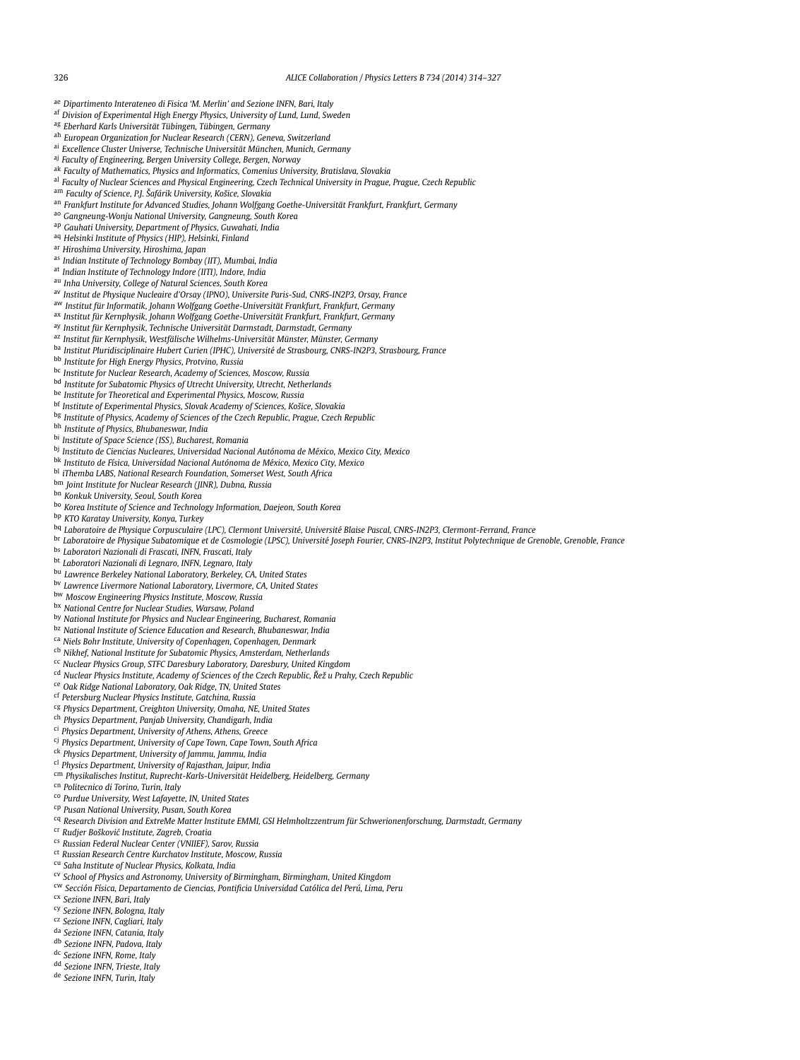[ae] Dipartimento Interateneo di Fisica 'M. Merlin' and Sezione INFN, Bari, Italy
[af] Division of Experimental High Energy Physics, University of Lund, Lund, Sweden
[ag] Eberhard Karls Universität Tübingen, Tübingen, Germany
[ah] European Organization for Nuclear Research (CERN), Geneva, Switzerland
[ai] Excellence Cluster Universe, Technische Universität München, Munich, Germany
[aj] Faculty of Engineering, Bergen University College, Bergen, Norway
[ak] Faculty of Mathematics, Physics and Informatics, Comenius University, Bratislava, Slovakia
[al] Faculty of Nuclear Sciences and Physical Engineering, Czech Technical University in Prague, Prague, Czech Republic
[am] Faculty of Science, P.J. Šafárik University, Košice, Slovakia
[an] Frankfurt Institute for Advanced Studies, Johann Wolfgang Goethe-Universität Frankfurt, Frankfurt, Germany
[ao] Gangneung-Wonju National University, Gangneung, South Korea
[ap] Gauhati University, Department of Physics, Guwahati, India
[aq] Helsinki Institute of Physics (HIP), Helsinki, Finland
[ar] Hiroshima University, Hiroshima, Japan
[as] Indian Institute of Technology Bombay (IIT), Mumbai, India
[at] Indian Institute of Technology Indore (IITI), Indore, India
[au] Inha University, College of Natural Sciences, South Korea
[av] Institut de Physique Nucleaire d'Orsay (IPNO), Universite Paris-Sud, CNRS-IN2P3, Orsay, France
[aw] Institut für Informatik, Johann Wolfgang Goethe-Universität Frankfurt, Frankfurt, Germany
[ax] Institut für Kernphysik, Johann Wolfgang Goethe-Universität Frankfurt, Frankfurt, Germany
[ay] Institut für Kernphysik, Technische Universität Darmstadt, Darmstadt, Germany
[az] Institut für Kernphysik, Westfälische Wilhelms-Universität Münster, Münster, Germany
[ba] Institut Pluridisciplinaire Hubert Curien (IPHC), Université de Strasbourg, CNRS-IN2P3, Strasbourg, France
[bb] Institute for High Energy Physics, Protvino, Russia
[bc] Institute for Nuclear Research, Academy of Sciences, Moscow, Russia
[bd] Institute for Subatomic Physics of Utrecht University, Utrecht, Netherlands
[be] Institute for Theoretical and Experimental Physics, Moscow, Russia
[bf] Institute of Experimental Physics, Slovak Academy of Sciences, Košice, Slovakia
[bg] Institute of Physics, Academy of Sciences of the Czech Republic, Prague, Czech Republic
[bh] Institute of Physics, Bhubaneswar, India
[bi] Institute of Space Science (ISS), Bucharest, Romania
[bj] Instituto de Ciencias Nucleares, Universidad Nacional Autónoma de México, Mexico City, Mexico
[bk] Instituto de Física, Universidad Nacional Autónoma de México, Mexico City, Mexico
[bl] iThemba LABS, National Research Foundation, Somerset West, South Africa
[bm] Joint Institute for Nuclear Research (JINR), Dubna, Russia
[bn] Konkuk University, Seoul, South Korea
[bo] Korea Institute of Science and Technology Information, Daejeon, South Korea
[bp] KTO Karatay University, Konya, Turkey
[bq] Laboratoire de Physique Corpusculaire (LPC), Clermont Université, Université Blaise Pascal, CNRS-IN2P3, Clermont-Ferrand, France
[br] Laboratoire de Physique Subatomique et de Cosmologie (LPSC), Université Joseph Fourier, CNRS-IN2P3, Institut Polytechnique de Grenoble, Grenoble, France
[bs] Laboratori Nazionali di Frascati, INFN, Frascati, Italy
[bt] Laboratori Nazionali di Legnaro, INFN, Legnaro, Italy
[bu] Lawrence Berkeley National Laboratory, Berkeley, CA, United States
[bv] Lawrence Livermore National Laboratory, Livermore, CA, United States
[bw] Moscow Engineering Physics Institute, Moscow, Russia
[bx] National Centre for Nuclear Studies, Warsaw, Poland
[by] National Institute for Physics and Nuclear Engineering, Bucharest, Romania
[bz] National Institute of Science Education and Research, Bhubaneswar, India
[ca] Niels Bohr Institute, University of Copenhagen, Copenhagen, Denmark
[cb] Nikhef, National Institute for Subatomic Physics, Amsterdam, Netherlands
[cc] Nuclear Physics Group, STFC Daresbury Laboratory, Daresbury, United Kingdom
[cd] Nuclear Physics Institute, Academy of Sciences of the Czech Republic, Řež u Prahy, Czech Republic
[ce] Oak Ridge National Laboratory, Oak Ridge, TN, United States
[cf] Petersburg Nuclear Physics Institute, Gatchina, Russia
[cg] Physics Department, Creighton University, Omaha, NE, United States
[ch] Physics Department, Panjab University, Chandigarh, India
[ci] Physics Department, University of Athens, Athens, Greece
[cj] Physics Department, University of Cape Town, Cape Town, South Africa
[ck] Physics Department, University of Jammu, Jammu, India
[cl] Physics Department, University of Rajasthan, Jaipur, India
[cm] Physikalisches Institut, Ruprecht-Karls-Universität Heidelberg, Heidelberg, Germany
[cn] Politecnico di Torino, Turin, Italy
[co] Purdue University, West Lafayette, IN, United States
[cp] Pusan National University, Pusan, South Korea
[cq] Research Division and ExtreMe Matter Institute EMMI, GSI Helmholtzzentrum für Schwerionenforschung, Darmstadt, Germany
[cr] Rudjer Bošković Institute, Zagreb, Croatia
[cs] Russian Federal Nuclear Center (VNIIEF), Sarov, Russia
[ct] Russian Research Centre Kurchatov Institute, Moscow, Russia
[cu] Saha Institute of Nuclear Physics, Kolkata, India
[cv] School of Physics and Astronomy, University of Birmingham, Birmingham, United Kingdom
[cw] Sección Física, Departamento de Ciencias, Pontificia Universidad Católica del Perú, Lima, Peru
[cx] Sezione INFN, Bari, Italy
[cy] Sezione INFN, Bologna, Italy
[cz] Sezione INFN, Cagliari, Italy
[da] Sezione INFN, Catania, Italy
[db] Sezione INFN, Padova, Italy
[dc] Sezione INFN, Rome, Italy
[dd] Sezione INFN, Trieste, Italy
[de] Sezione INFN, Turin, Italy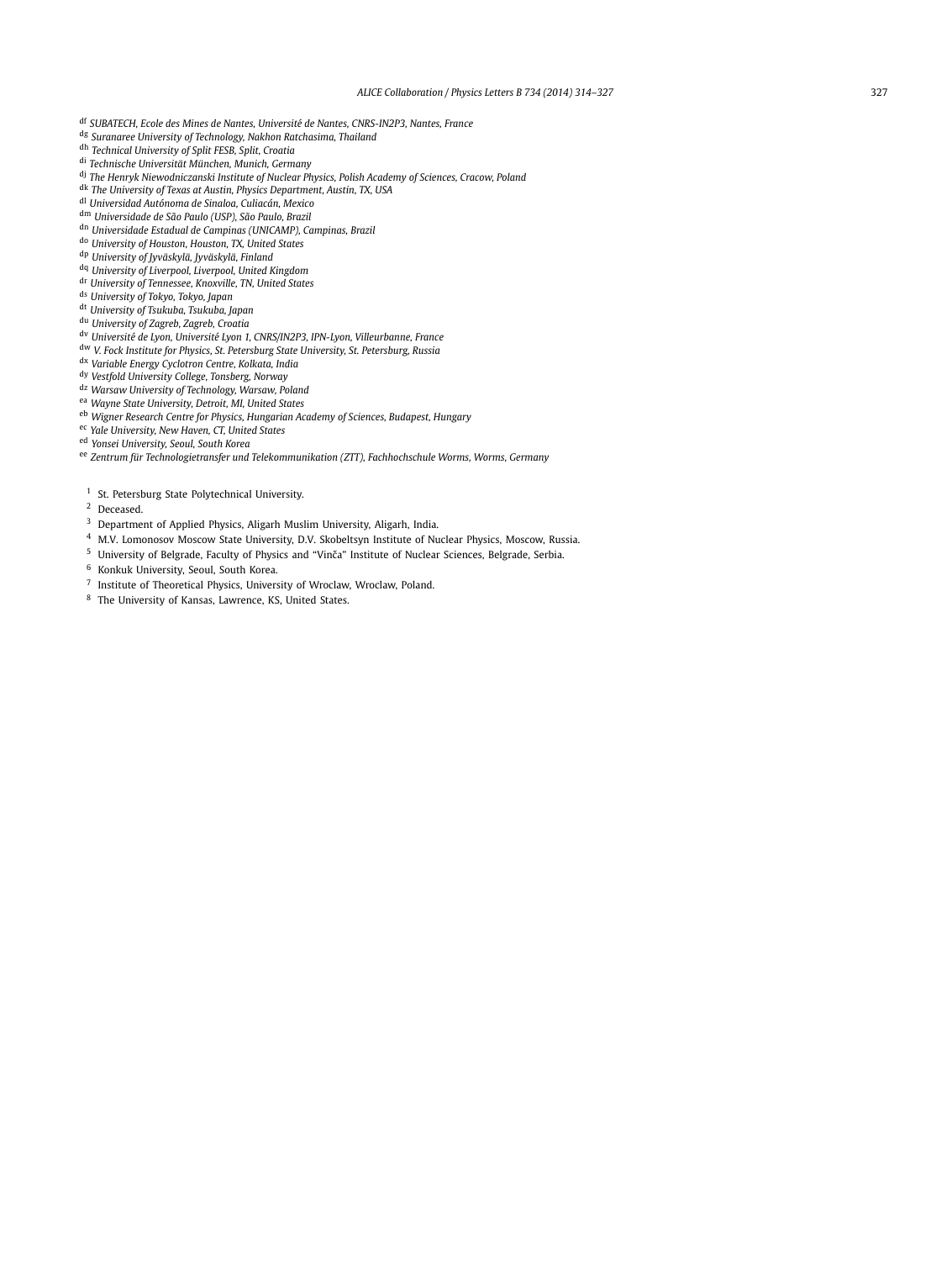[df] SUBATECH, Ecole des Mines de Nantes, Université de Nantes, CNRS-IN2P3, Nantes, France
[dg] Suranaree University of Technology, Nakhon Ratchasima, Thailand
[dh] Technical University of Split FESB, Split, Croatia
[di] Technische Universität München, Munich, Germany
[dj] The Henryk Niewodniczanski Institute of Nuclear Physics, Polish Academy of Sciences, Cracow, Poland
[dk] The University of Texas at Austin, Physics Department, Austin, TX, USA
[dl] Universidad Autónoma de Sinaloa, Culiacán, Mexico
[dm] Universidade de São Paulo (USP), São Paulo, Brazil
[dn] Universidade Estadual de Campinas (UNICAMP), Campinas, Brazil
[do] University of Houston, Houston, TX, United States
[dp] University of Jyväskylä, Jyväskylä, Finland
[dq] University of Liverpool, Liverpool, United Kingdom
[dr] University of Tennessee, Knoxville, TN, United States
[ds] University of Tokyo, Tokyo, Japan
[dt] University of Tsukuba, Tsukuba, Japan
[du] University of Zagreb, Zagreb, Croatia
[dv] Université de Lyon, Université Lyon 1, CNRS/IN2P3, IPN-Lyon, Villeurbanne, France
[dw] V. Fock Institute for Physics, St. Petersburg State University, St. Petersburg, Russia
[dx] Variable Energy Cyclotron Centre, Kolkata, India
[dy] Vestfold University College, Tonsberg, Norway
[dz] Warsaw University of Technology, Warsaw, Poland
[ea] Wayne State University, Detroit, MI, United States
[eb] Wigner Research Centre for Physics, Hungarian Academy of Sciences, Budapest, Hungary
[ec] Yale University, New Haven, CT, United States
[ed] Yonsei University, Seoul, South Korea
[ee] Zentrum für Technologietransfer und Telekommunikation (ZTT), Fachhochschule Worms, Worms, Germany

[1] St. Petersburg State Polytechnical University.
[2] Deceased.
[3] Department of Applied Physics, Aligarh Muslim University, Aligarh, India.
[4] M.V. Lomonosov Moscow State University, D.V. Skobeltsyn Institute of Nuclear Physics, Moscow, Russia.
[5] University of Belgrade, Faculty of Physics and "Vinča" Institute of Nuclear Sciences, Belgrade, Serbia.
[6] Konkuk University, Seoul, South Korea.
[7] Institute of Theoretical Physics, University of Wroclaw, Wroclaw, Poland.
[8] The University of Kansas, Lawrence, KS, United States.